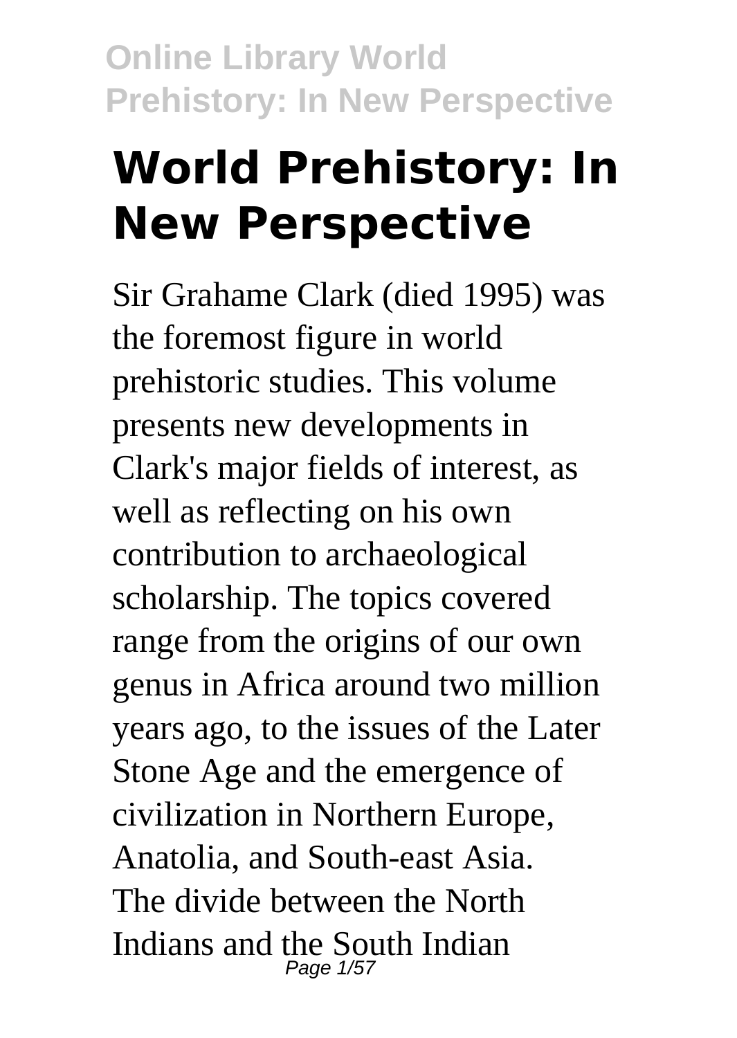# World Prehistory: In New Perspective

Sir Grahame Clark (died 1995) was the foremost figure in world prehistoric studies. This volume presents new developments in Clark's major fields of interest, as well as reflecting on his own contribution to archaeological scholarship. The topics covered range from the origins of our own genus in Africa around two million years ago, to the issues of the Later Stone Age and the emergence of civilization in Northern Europe, Anatolia, and South-east Asia. The divide between the North Indians and the South Indian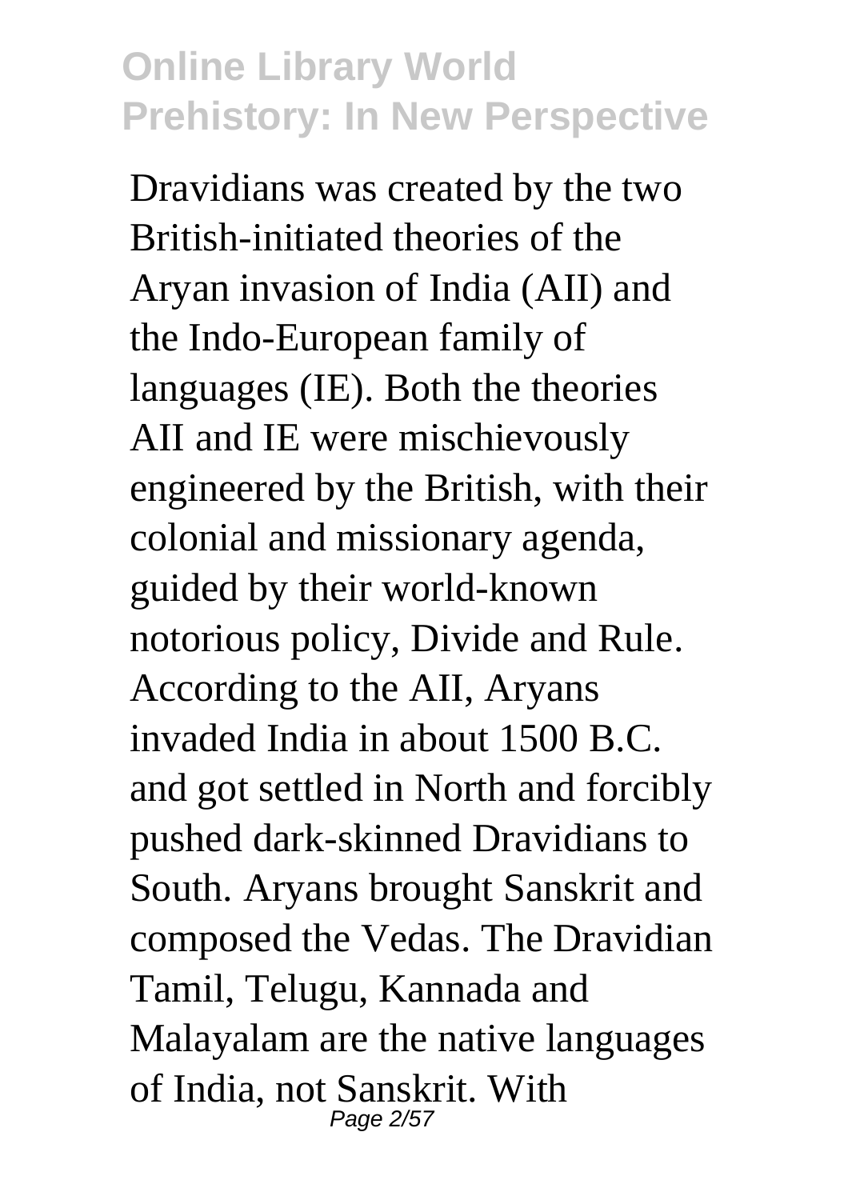Dravidians was created by the two British-initiated theories of the Aryan invasion of India (AII) and the Indo-European family of languages (IE). Both the theories AII and IE were mischievously engineered by the British, with their colonial and missionary agenda, guided by their world-known notorious policy, Divide and Rule. According to the AII, Aryans invaded India in about 1500 B.C. and got settled in North and forcibly pushed dark-skinned Dravidians to South. Aryans brought Sanskrit and composed the Vedas. The Dravidian Tamil, Telugu, Kannada and Malayalam are the native languages of India, not Sanskrit. With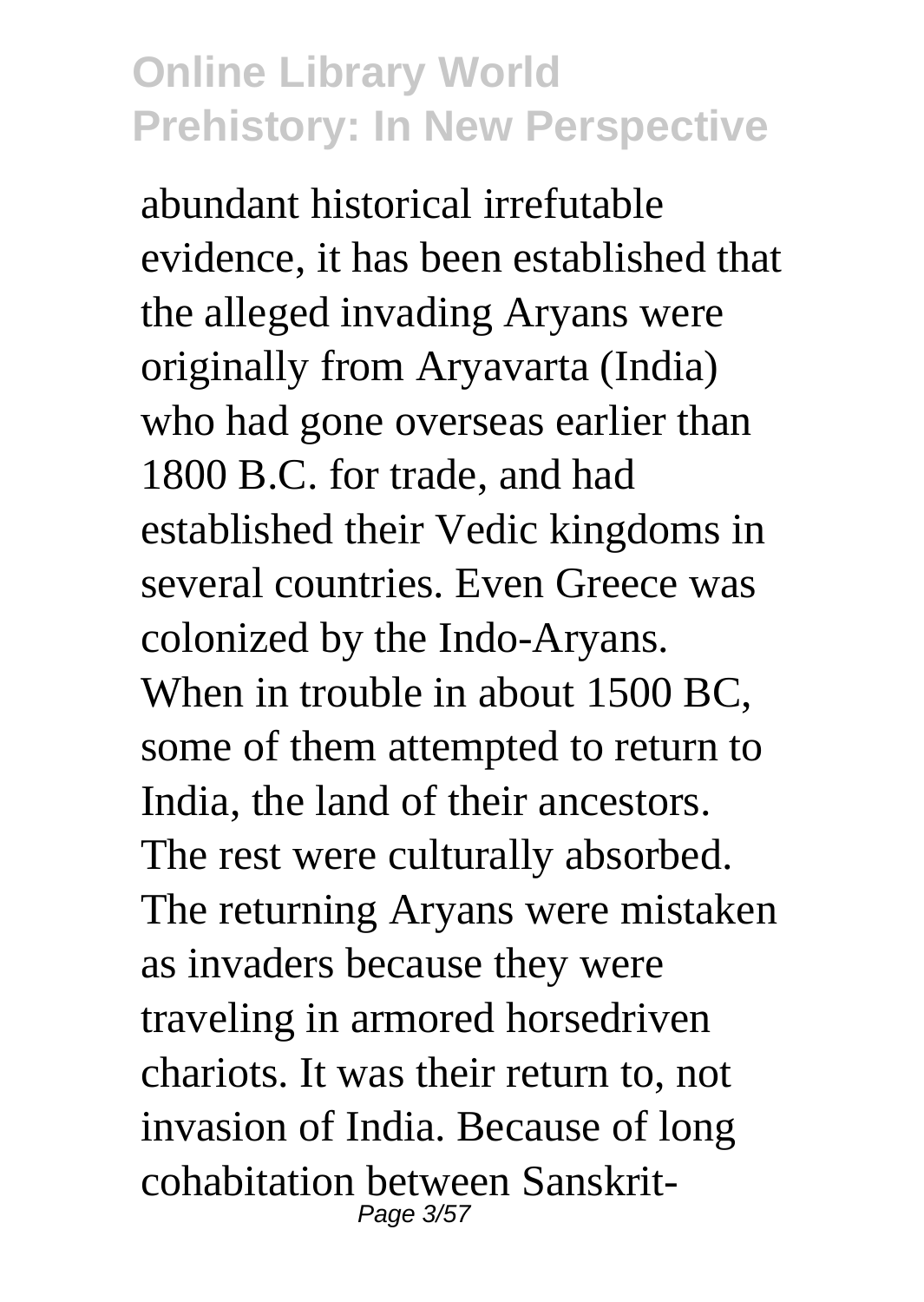abundant historical irrefutable evidence, it has been established that the alleged invading Aryans were originally from Aryavarta (India) who had gone overseas earlier than 1800 B.C. for trade, and had established their Vedic kingdoms in several countries. Even Greece was colonized by the Indo-Aryans. When in trouble in about 1500 BC, some of them attempted to return to India, the land of their ancestors. The rest were culturally absorbed. The returning Aryans were mistaken as invaders because they were traveling in armored horsedriven chariots. It was their return to, not invasion of India. Because of long cohabitation between Sanskrit-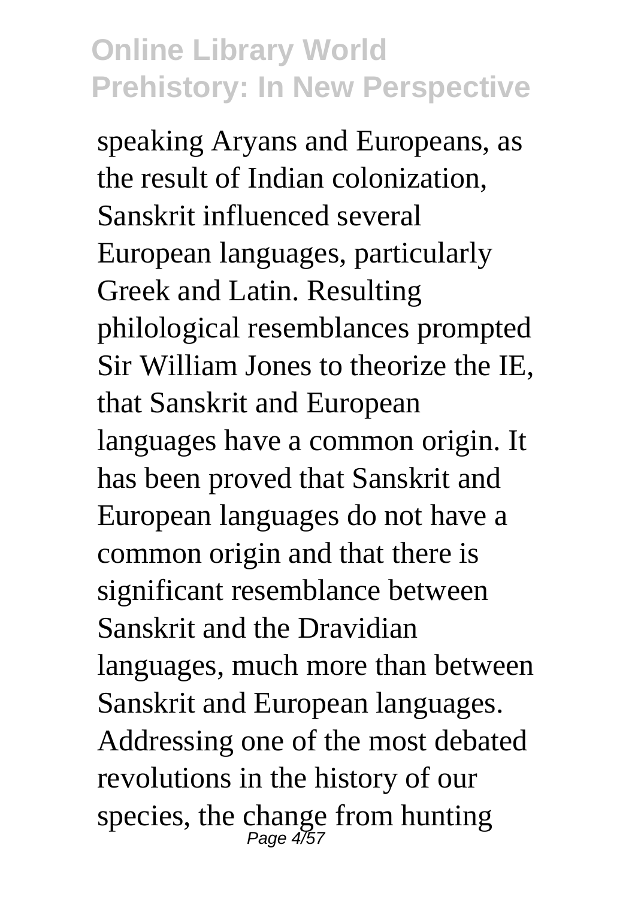speaking Aryans and Europeans, as the result of Indian colonization, Sanskrit influenced several European languages, particularly Greek and Latin. Resulting philological resemblances prompted Sir William Jones to theorize the IE, that Sanskrit and European languages have a common origin. It has been proved that Sanskrit and European languages do not have a common origin and that there is significant resemblance between Sanskrit and the Dravidian languages, much more than between Sanskrit and European languages. Addressing one of the most debated revolutions in the history of our species, the change from hunting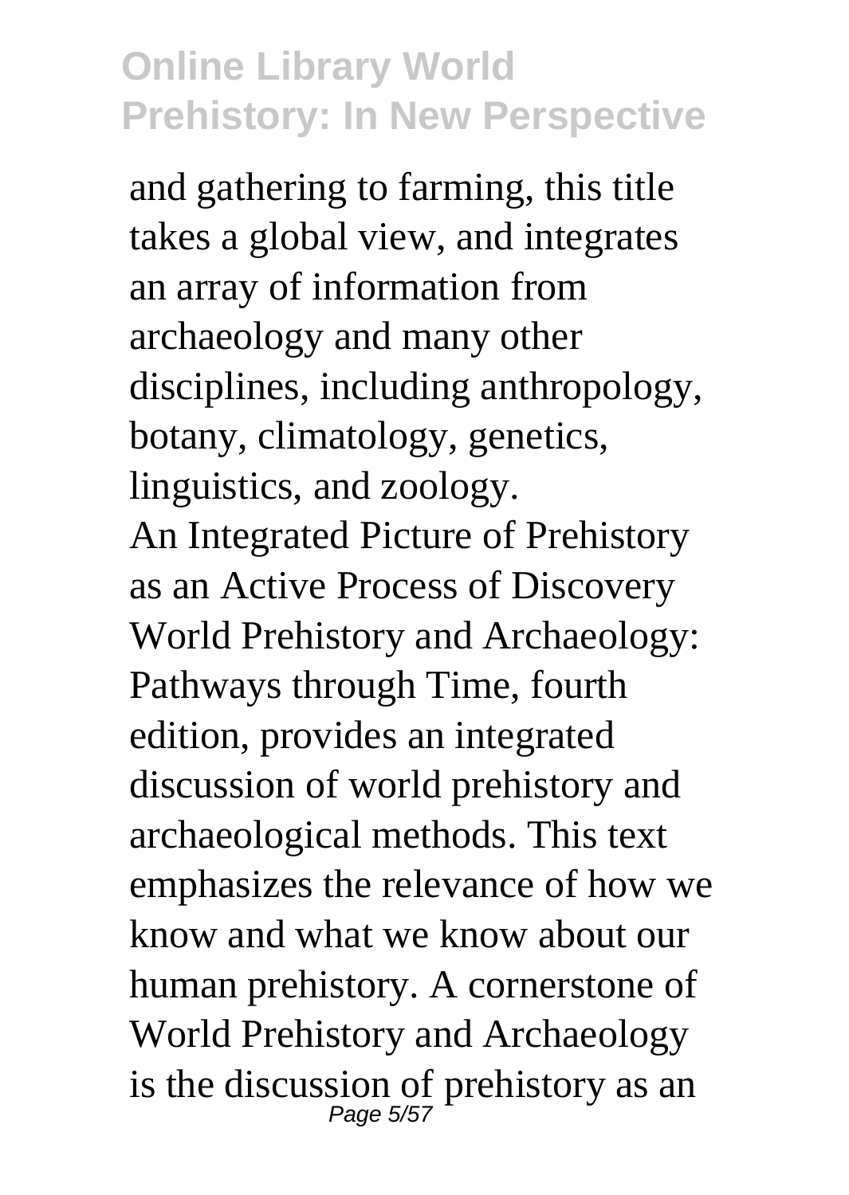and gathering to farming, this title takes a global view, and integrates an array of information from archaeology and many other disciplines, including anthropology, botany, climatology, genetics, linguistics, and zoology.

An Integrated Picture of Prehistory as an Active Process of Discovery World Prehistory and Archaeology: Pathways through Time, fourth edition, provides an integrated discussion of world prehistory and archaeological methods. This text emphasizes the relevance of how we know and what we know about our human prehistory. A cornerstone of World Prehistory and Archaeology is the discussion of prehistory as an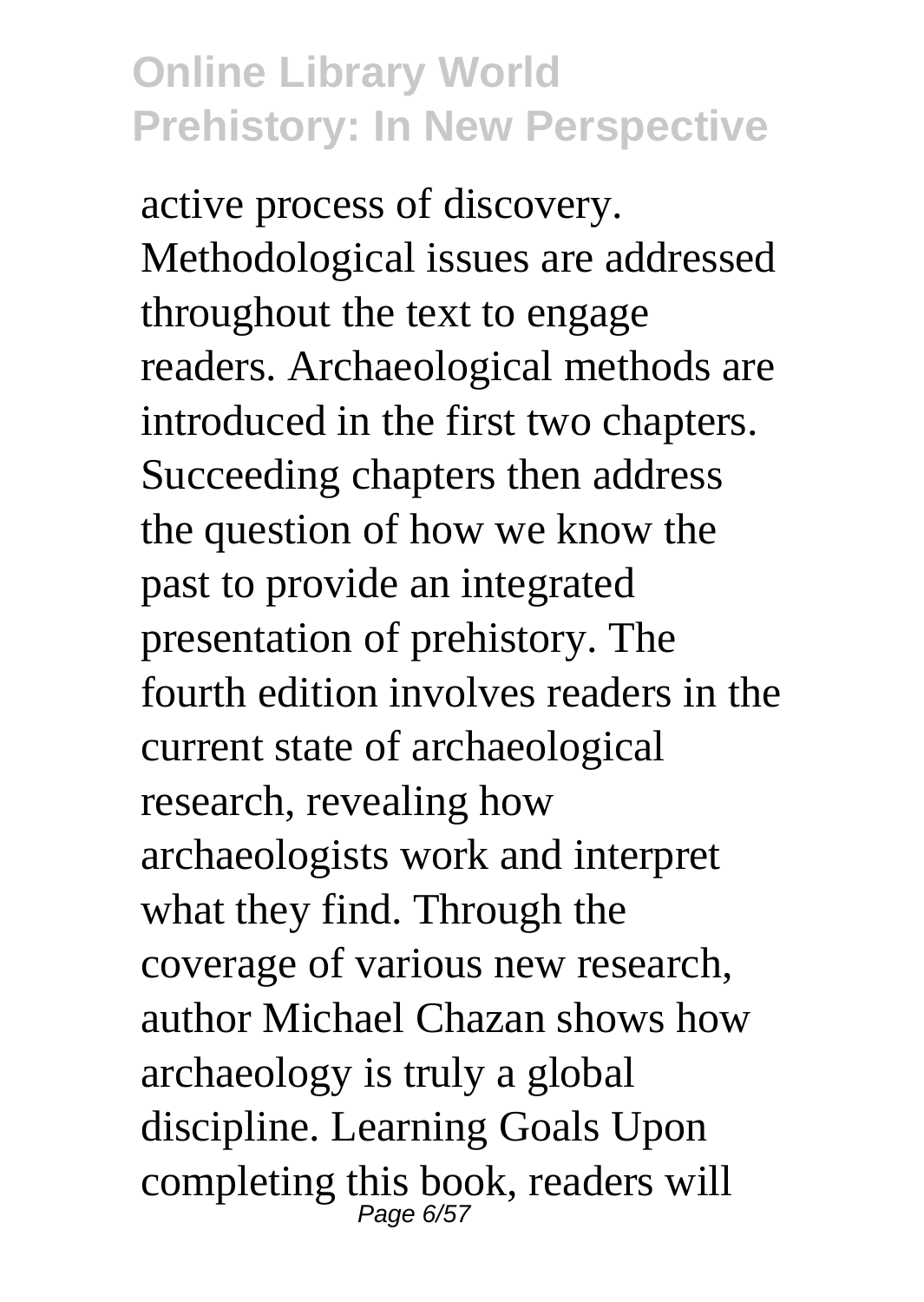active process of discovery. Methodological issues are addressed throughout the text to engage readers. Archaeological methods are introduced in the first two chapters. Succeeding chapters then address the question of how we know the past to provide an integrated presentation of prehistory. The fourth edition involves readers in the current state of archaeological research, revealing how archaeologists work and interpret what they find. Through the coverage of various new research, author Michael Chazan shows how archaeology is truly a global discipline. Learning Goals Upon completing this book, readers will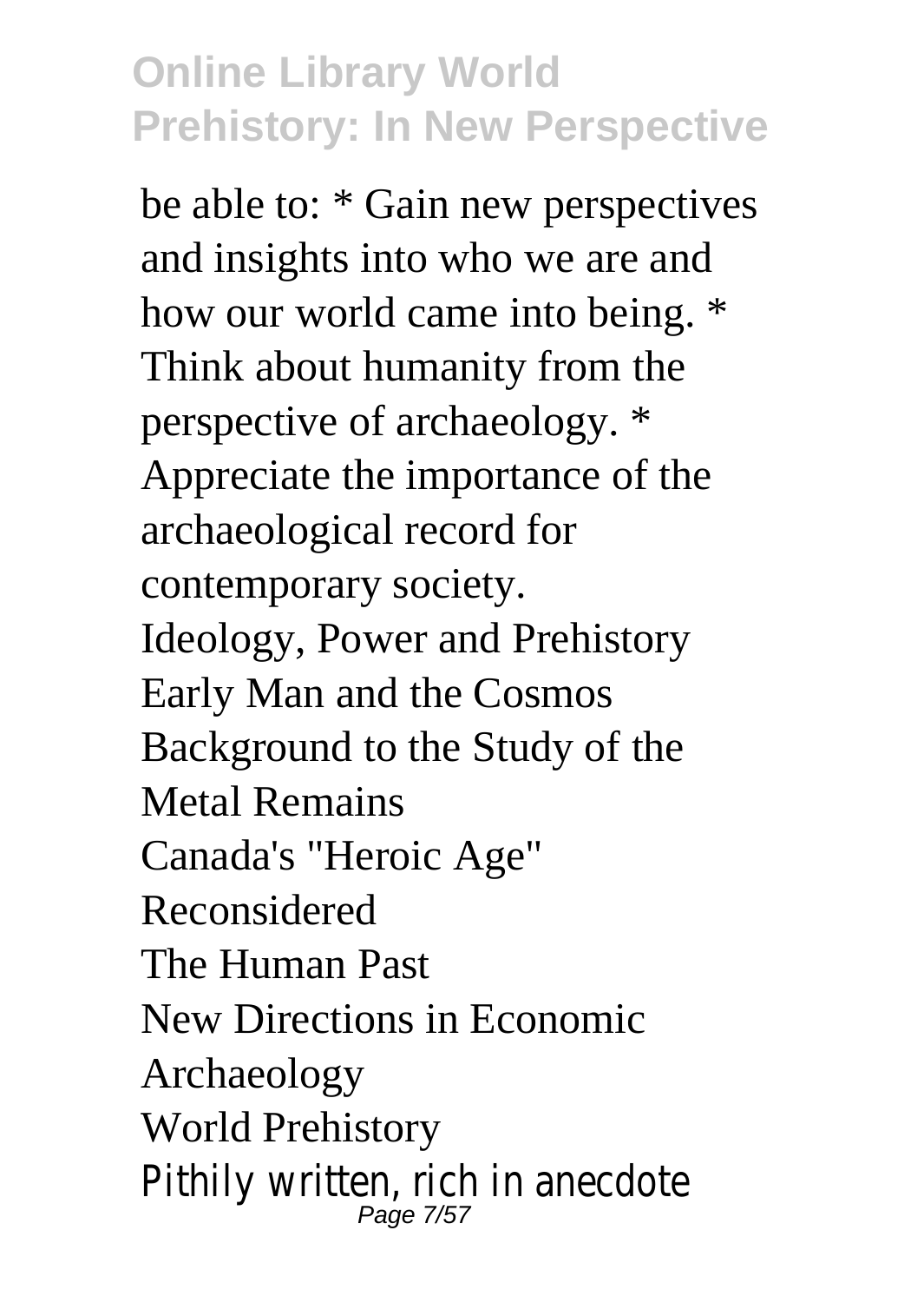be able to: * Gain new perspectives and insights into who we are and how our world came into being. * Think about humanity from the perspective of archaeology. * Appreciate the importance of the archaeological record for contemporary society.

Ideology, Power and Prehistory

Early Man and the Cosmos

Background to the Study of the Metal Remains

Canada's "Heroic Age" Reconsidered

The Human Past

New Directions in Economic Archaeology

World Prehistory

Pithily written, rich in anecdote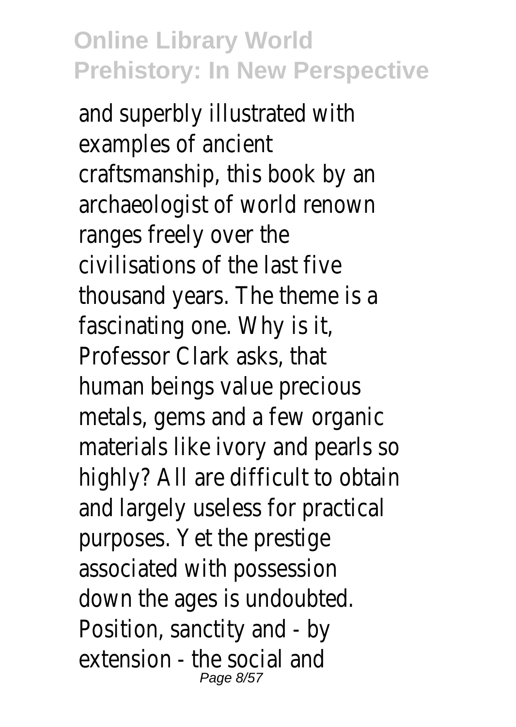and superbly illustrated with examples of ancient craftsmanship, this book by an archaeologist of world renown ranges freely over the civilisations of the last five thousand years. The theme is a fascinating one. Why is it, Professor Clark asks, that human beings value precious metals, gems and a few organic materials like ivory and pearls so highly? All are difficult to obtain and largely useless for practical purposes. Yet the prestige associated with possession down the ages is undoubted. Position, sanctity and - by extension - the social and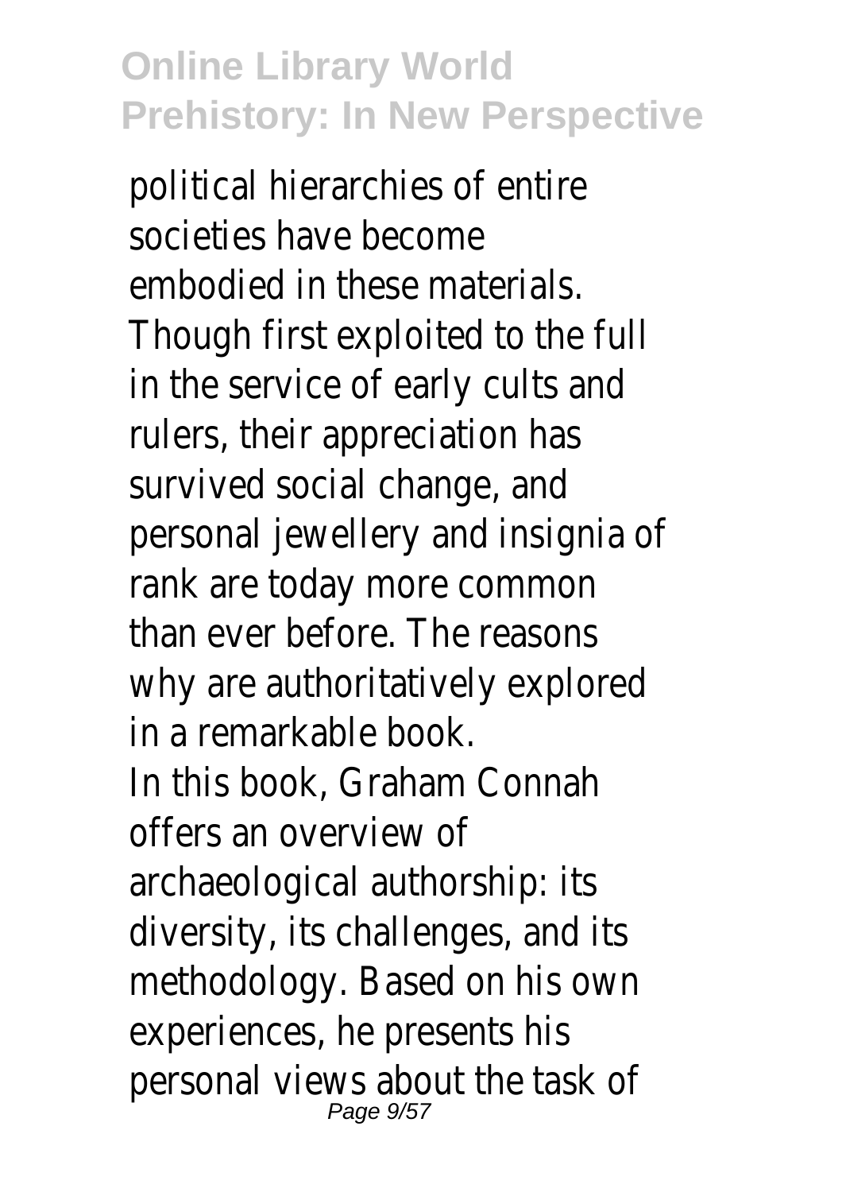political hierarchies of entire societies have become embodied in these materials. Though first exploited to the full in the service of early cults and rulers, their appreciation has survived social change, and personal jewellery and insignia of rank are today more common than ever before. The reasons why are authoritatively explored in a remarkable book.

In this book, Graham Connah offers an overview of archaeological authorship: its diversity, its challenges, and its methodology. Based on his own experiences, he presents his personal views about the task of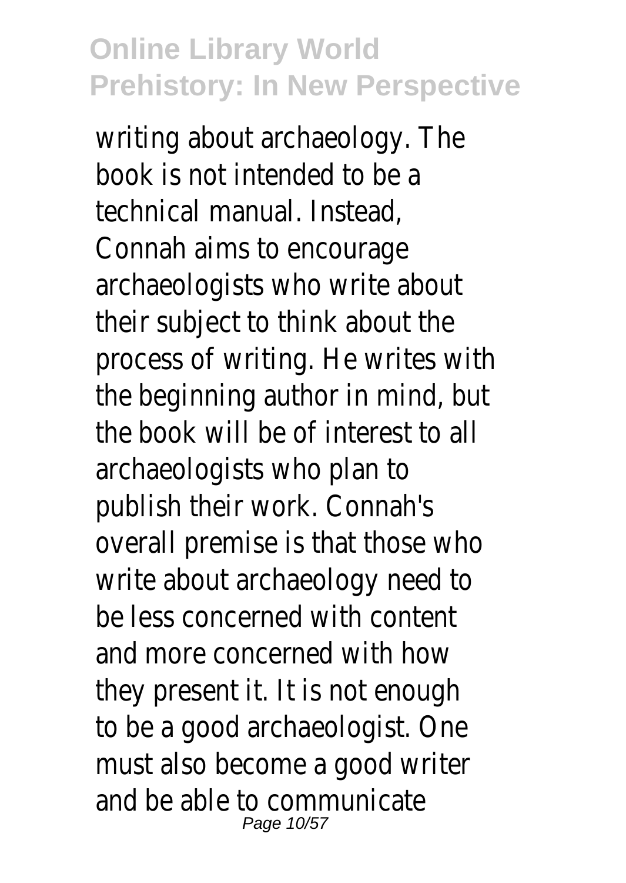writing about archaeology. The book is not intended to be a technical manual. Instead, Connah aims to encourage archaeologists who write about their subject to think about the process of writing. He writes with the beginning author in mind, but the book will be of interest to all archaeologists who plan to publish their work. Connah's overall premise is that those who write about archaeology need to be less concerned with content and more concerned with how they present it. It is not enough to be a good archaeologist. One must also become a good writer and be able to communicate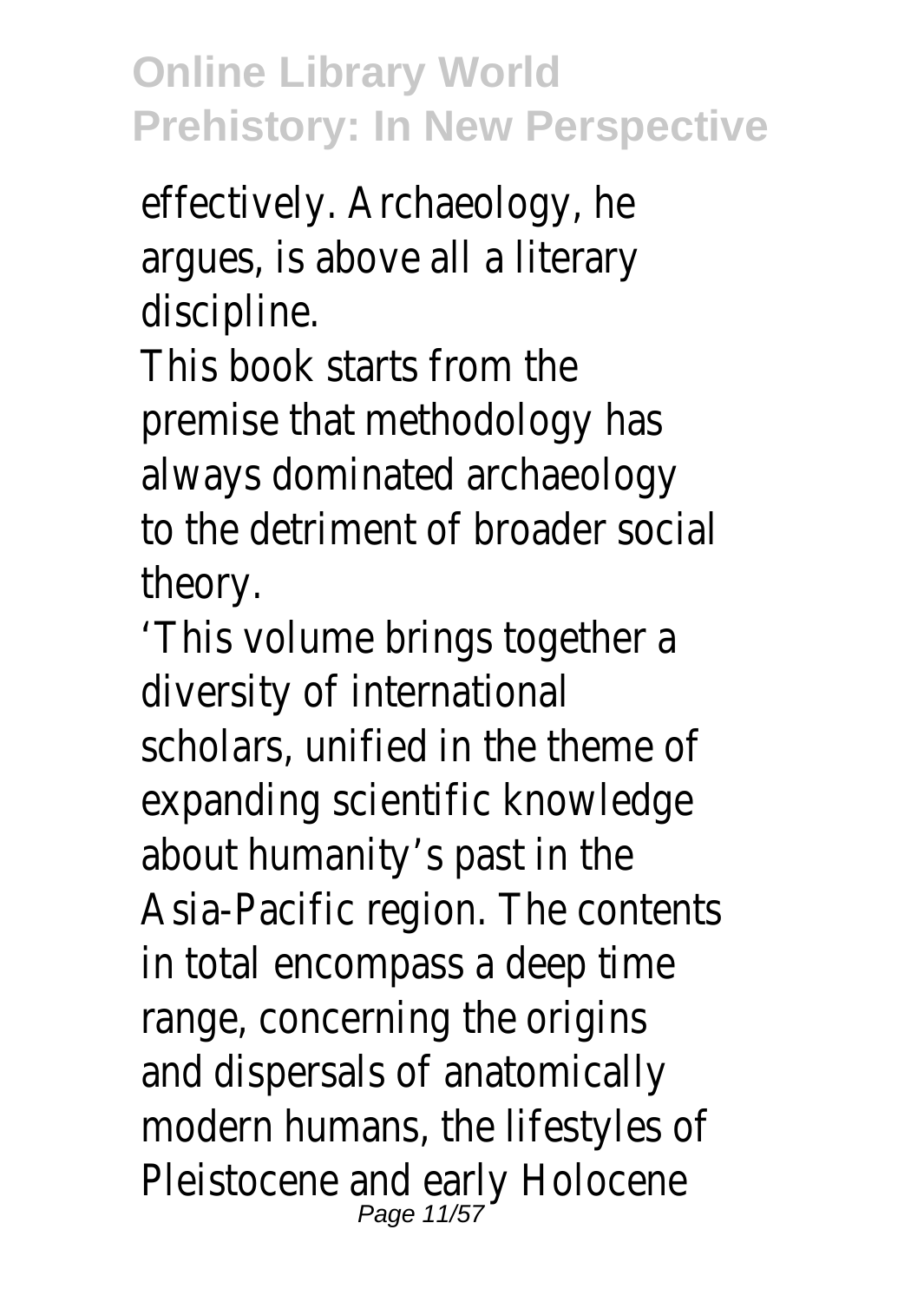effectively. Archaeology, he argues, is above all a literary discipline.

This book starts from the premise that methodology has always dominated archaeology to the detriment of broader social theory.

'This volume brings together a diversity of international scholars, unified in the theme of expanding scientific knowledge about humanity's past in the Asia-Pacific region. The contents in total encompass a deep time range, concerning the origins and dispersals of anatomically modern humans, the lifestyles of Pleistocene and early Holocene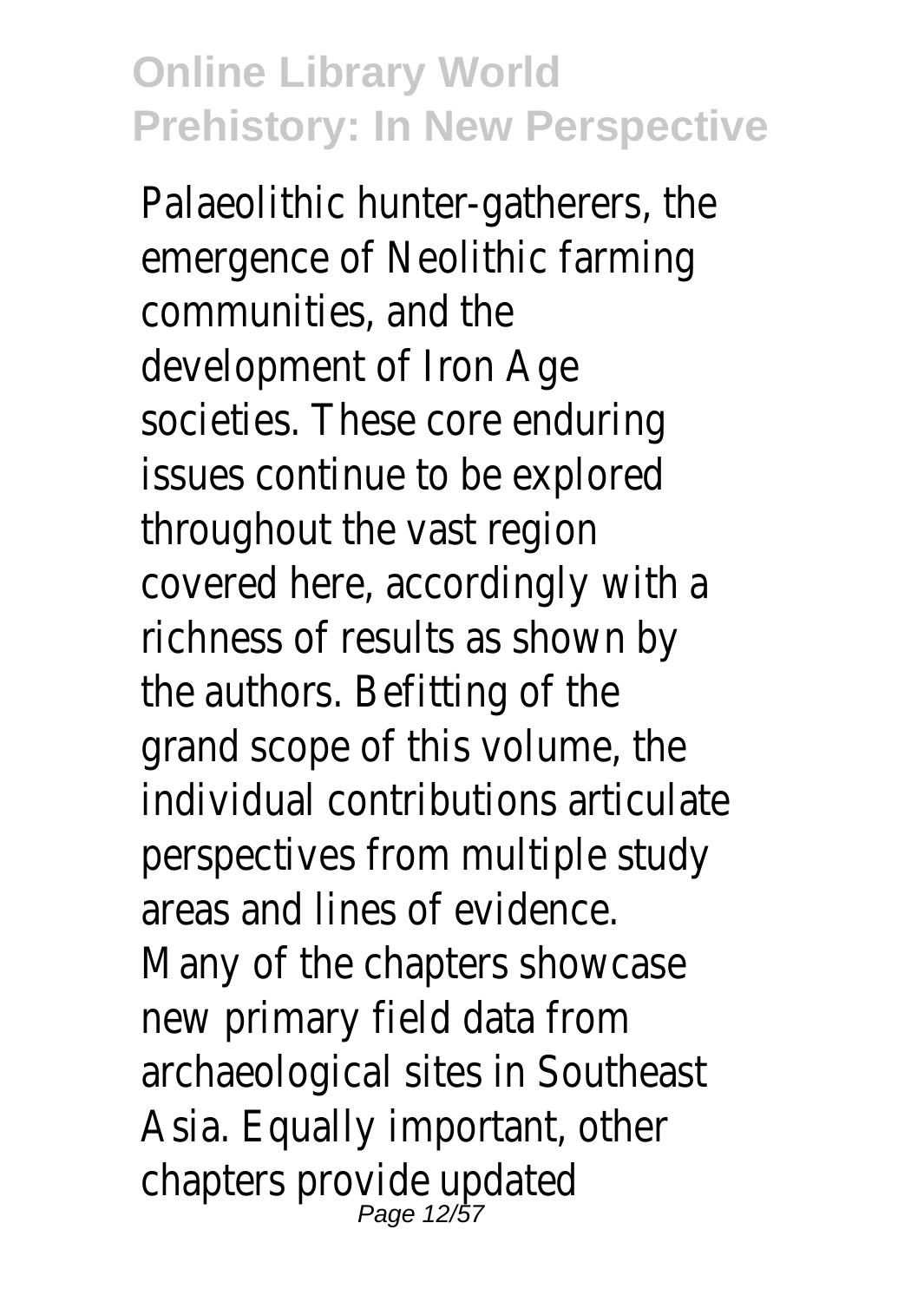Palaeolithic hunter-gatherers, the emergence of Neolithic farming communities, and the development of Iron Age societies. These core enduring issues continue to be explored throughout the vast region covered here, accordingly with a richness of results as shown by the authors. Befitting of the grand scope of this volume, the individual contributions articulate perspectives from multiple study areas and lines of evidence. Many of the chapters showcase new primary field data from archaeological sites in Southeast Asia. Equally important, other chapters provide updated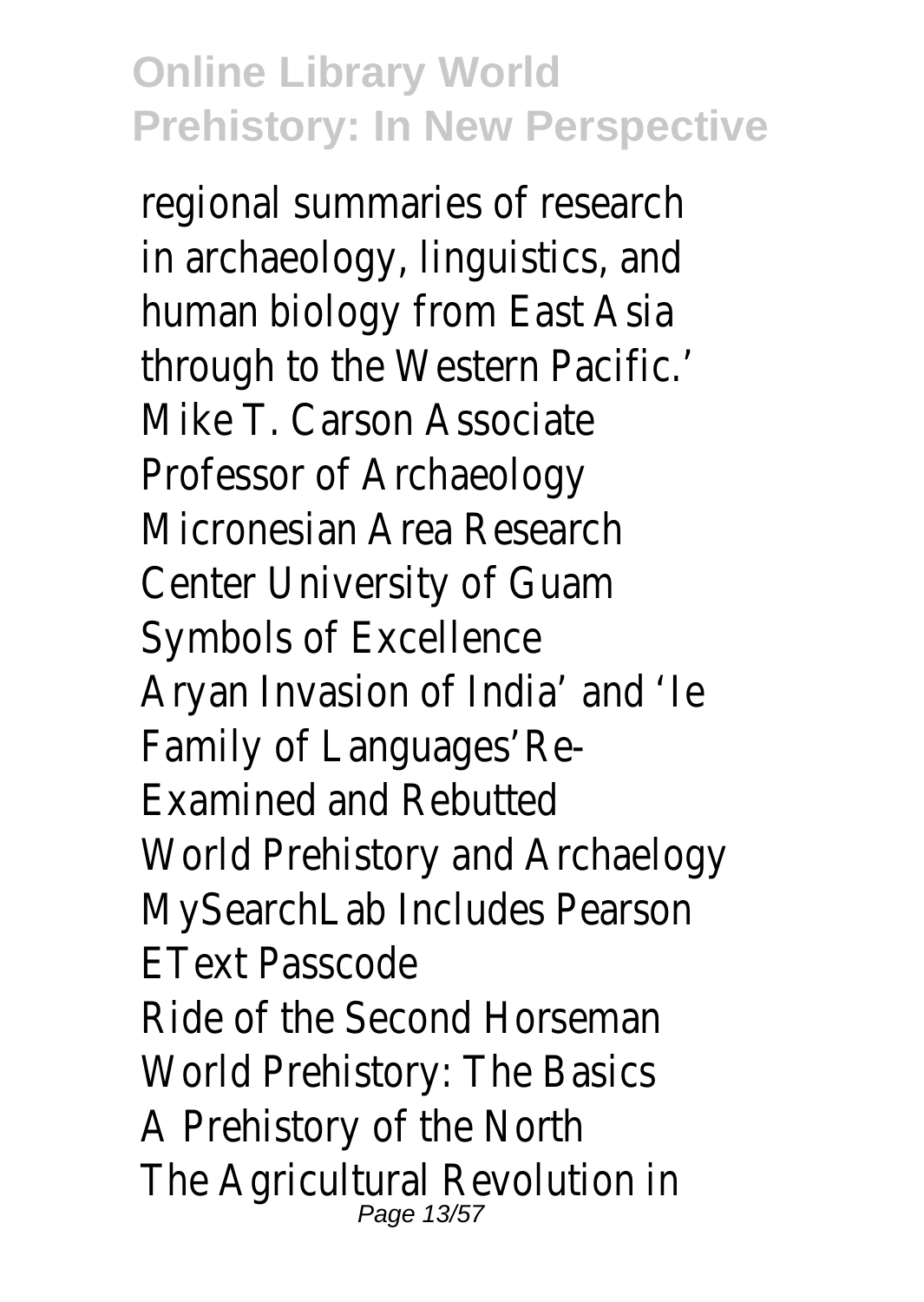regional summaries of research in archaeology, linguistics, and human biology from East Asia through to the Western Pacific.' Mike T. Carson Associate Professor of Archaeology Micronesian Area Research Center University of Guam
Symbols of Excellence
Aryan Invasion of India' and 'Ie Family of Languages'Re-Examined and Rebutted
World Prehistory and Archaelogy MySearchLab Includes Pearson EText Passcode
Ride of the Second Horseman
World Prehistory: The Basics
A Prehistory of the North
The Agricultural Revolution in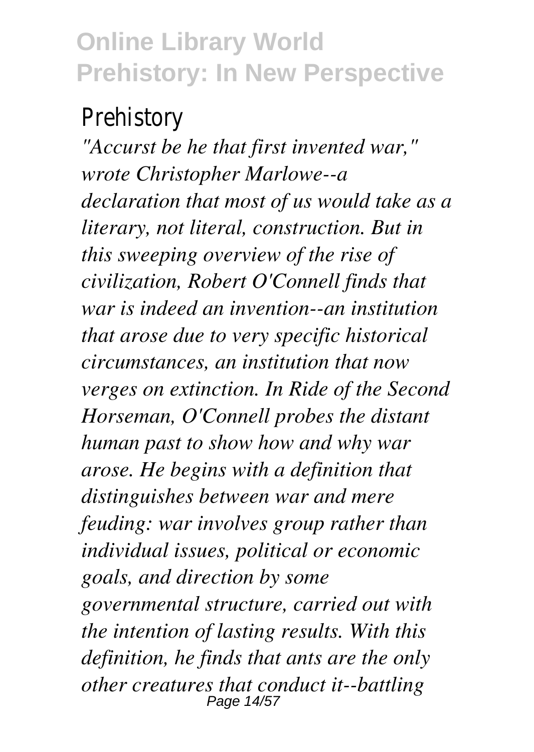Prehistory

*"Accurst be he that first invented war," wrote Christopher Marlowe--a declaration that most of us would take as a literary, not literal, construction. But in this sweeping overview of the rise of civilization, Robert O'Connell finds that war is indeed an invention--an institution that arose due to very specific historical circumstances, an institution that now verges on extinction. In Ride of the Second Horseman, O'Connell probes the distant human past to show how and why war arose. He begins with a definition that distinguishes between war and mere feuding: war involves group rather than individual issues, political or economic goals, and direction by some governmental structure, carried out with the intention of lasting results. With this definition, he finds that ants are the only other creatures that conduct it--battling*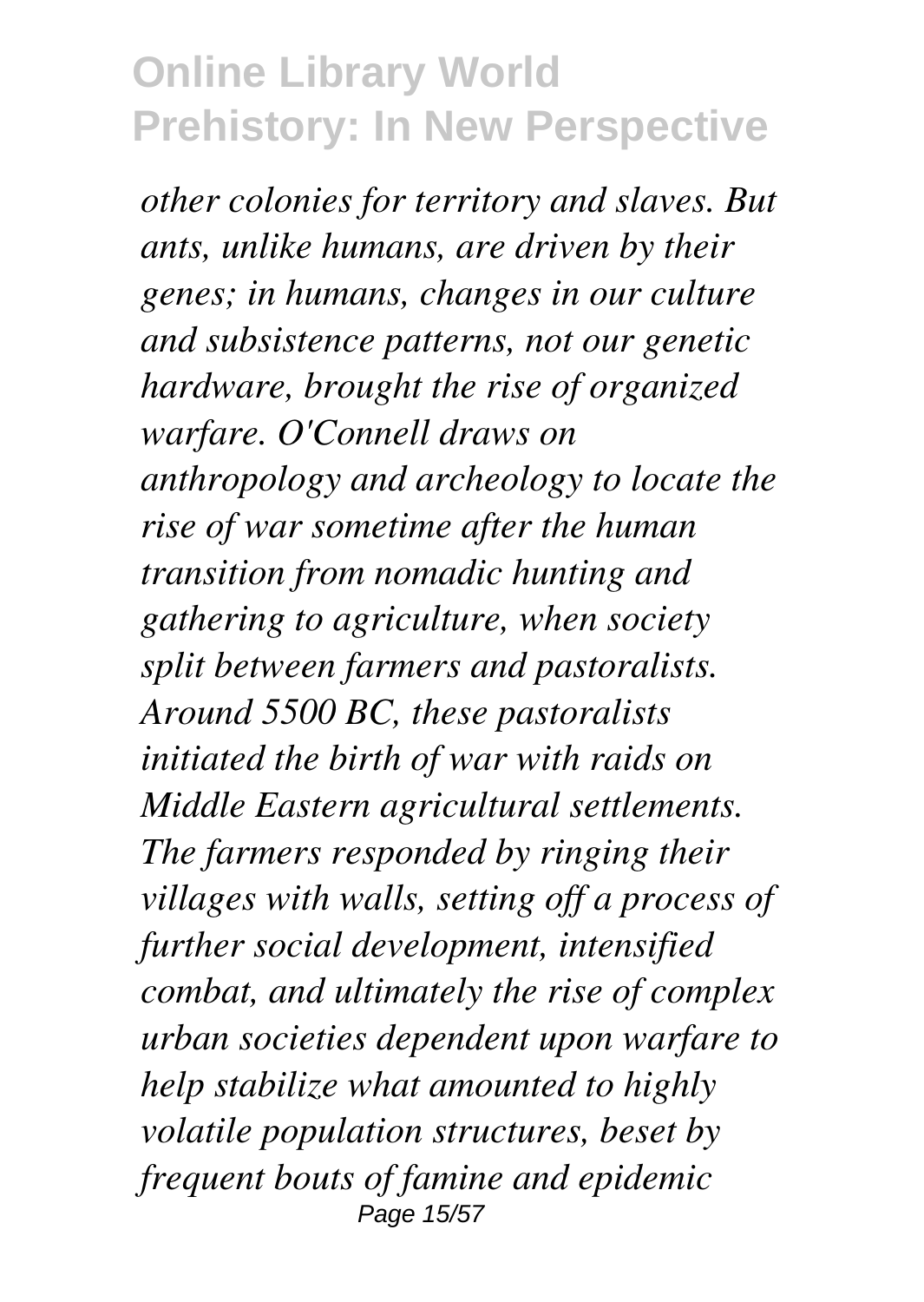*other colonies for territory and slaves. But ants, unlike humans, are driven by their genes; in humans, changes in our culture and subsistence patterns, not our genetic hardware, brought the rise of organized warfare. O'Connell draws on anthropology and archeology to locate the rise of war sometime after the human transition from nomadic hunting and gathering to agriculture, when society split between farmers and pastoralists. Around 5500 BC, these pastoralists initiated the birth of war with raids on Middle Eastern agricultural settlements. The farmers responded by ringing their villages with walls, setting off a process of further social development, intensified combat, and ultimately the rise of complex urban societies dependent upon warfare to help stabilize what amounted to highly volatile population structures, beset by frequent bouts of famine and epidemic*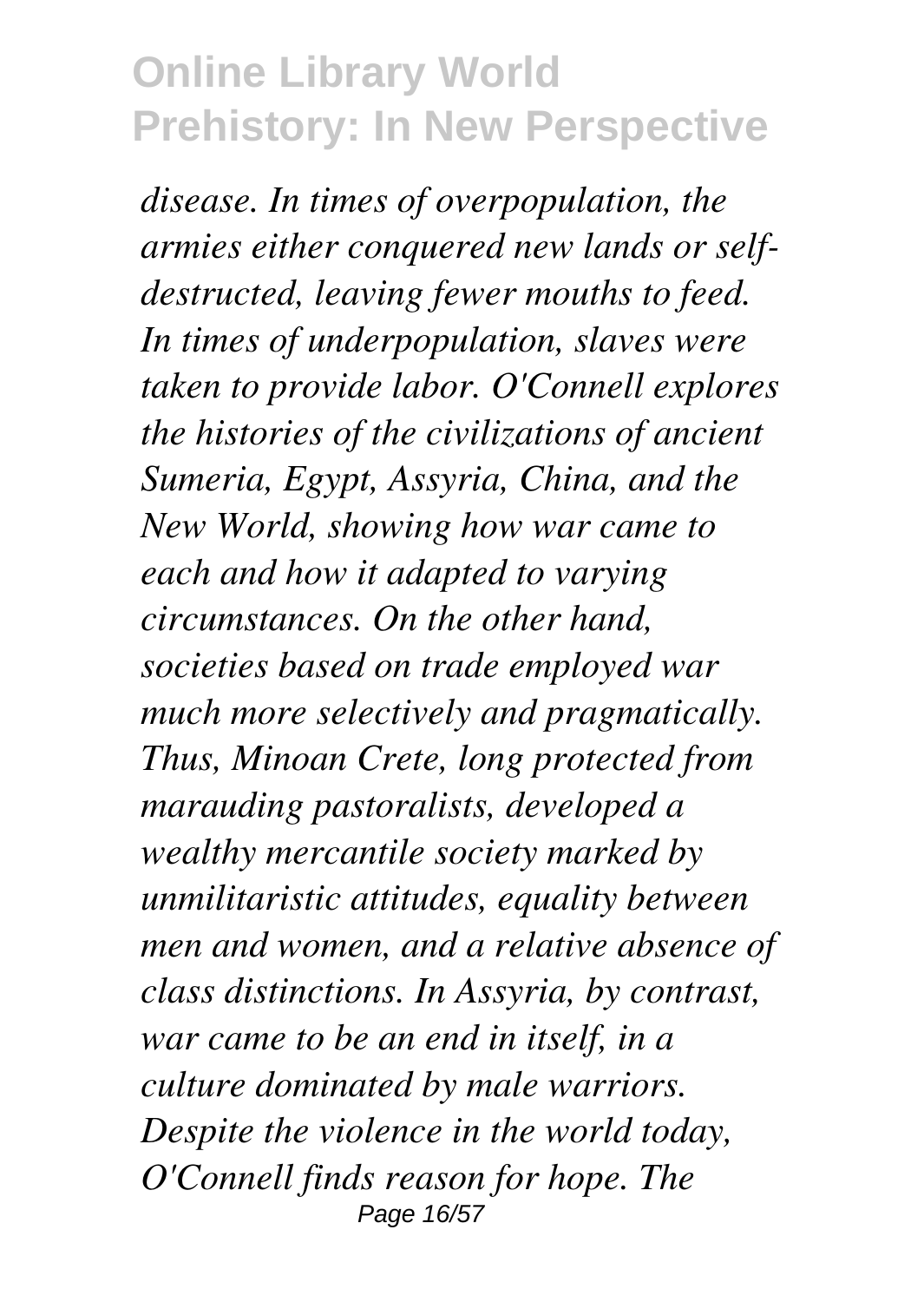*disease. In times of overpopulation, the armies either conquered new lands or self-destructed, leaving fewer mouths to feed. In times of underpopulation, slaves were taken to provide labor. O'Connell explores the histories of the civilizations of ancient Sumeria, Egypt, Assyria, China, and the New World, showing how war came to each and how it adapted to varying circumstances. On the other hand, societies based on trade employed war much more selectively and pragmatically. Thus, Minoan Crete, long protected from marauding pastoralists, developed a wealthy mercantile society marked by unmilitaristic attitudes, equality between men and women, and a relative absence of class distinctions. In Assyria, by contrast, war came to be an end in itself, in a culture dominated by male warriors. Despite the violence in the world today, O'Connell finds reason for hope. The*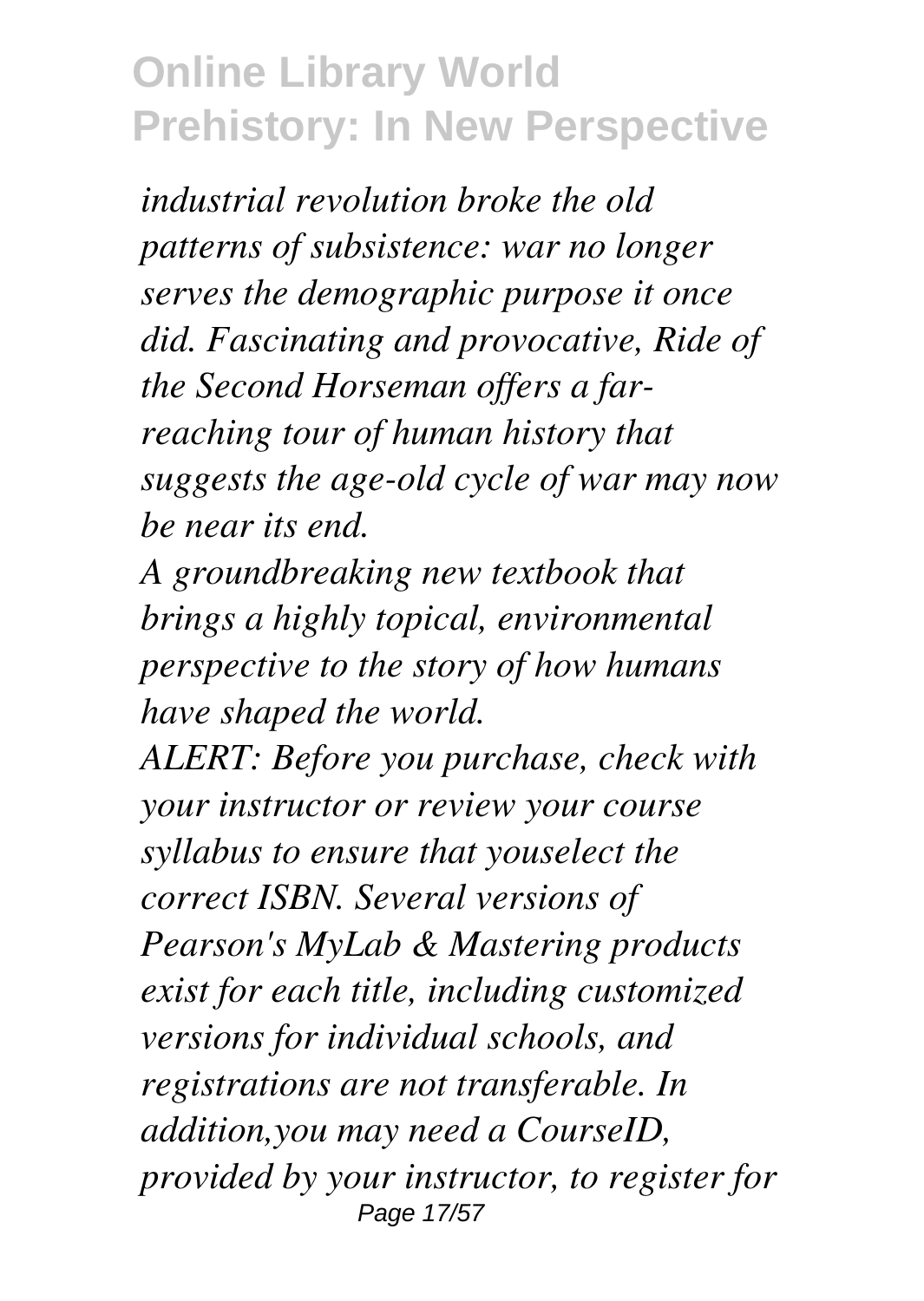*industrial revolution broke the old patterns of subsistence: war no longer serves the demographic purpose it once did. Fascinating and provocative, Ride of the Second Horseman offers a far-reaching tour of human history that suggests the age-old cycle of war may now be near its end.*

*A groundbreaking new textbook that brings a highly topical, environmental perspective to the story of how humans have shaped the world.*

*ALERT: Before you purchase, check with your instructor or review your course syllabus to ensure that youselect the correct ISBN. Several versions of Pearson's MyLab & Mastering products exist for each title, including customized versions for individual schools, and registrations are not transferable. In addition,you may need a CourseID, provided by your instructor, to register for*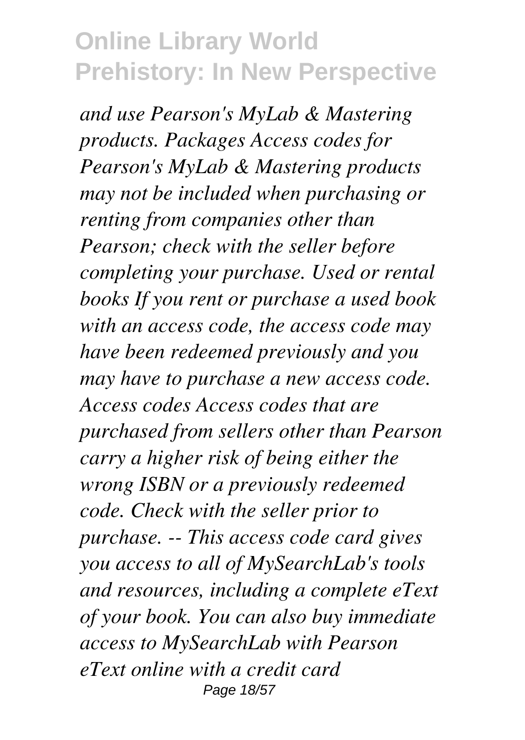*and use Pearson's MyLab & Mastering products. Packages Access codes for Pearson's MyLab & Mastering products may not be included when purchasing or renting from companies other than Pearson; check with the seller before completing your purchase. Used or rental books If you rent or purchase a used book with an access code, the access code may have been redeemed previously and you may have to purchase a new access code. Access codes Access codes that are purchased from sellers other than Pearson carry a higher risk of being either the wrong ISBN or a previously redeemed code. Check with the seller prior to purchase. -- This access code card gives you access to all of MySearchLab's tools and resources, including a complete eText of your book. You can also buy immediate access to MySearchLab with Pearson eText online with a credit card*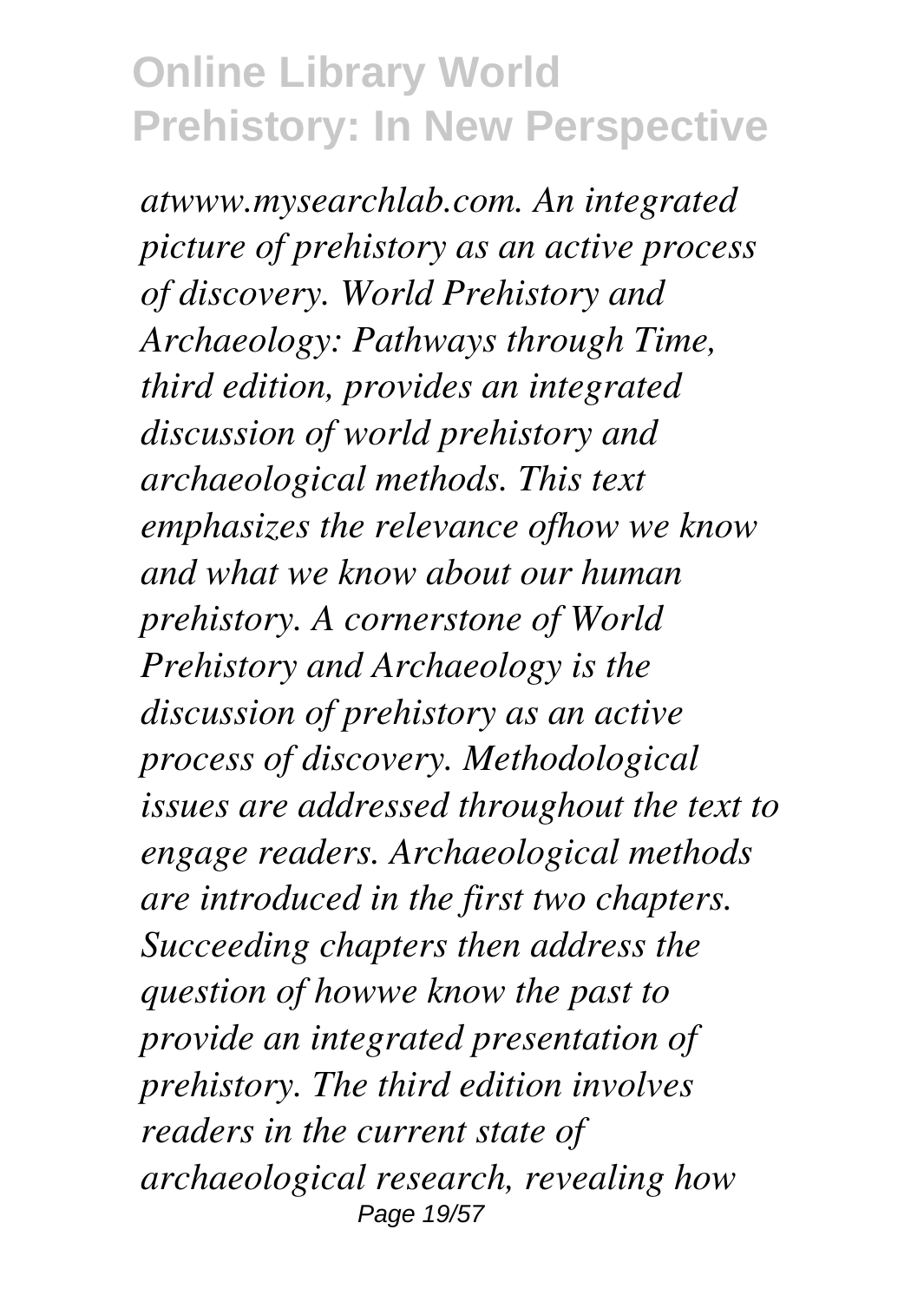*atwww.mysearchlab.com. An integrated picture of prehistory as an active process of discovery. World Prehistory and Archaeology: Pathways through Time, third edition, provides an integrated discussion of world prehistory and archaeological methods. This text emphasizes the relevance ofhow we know and what we know about our human prehistory. A cornerstone of World Prehistory and Archaeology is the discussion of prehistory as an active process of discovery. Methodological issues are addressed throughout the text to engage readers. Archaeological methods are introduced in the first two chapters. Succeeding chapters then address the question of howwe know the past to provide an integrated presentation of prehistory. The third edition involves readers in the current state of archaeological research, revealing how*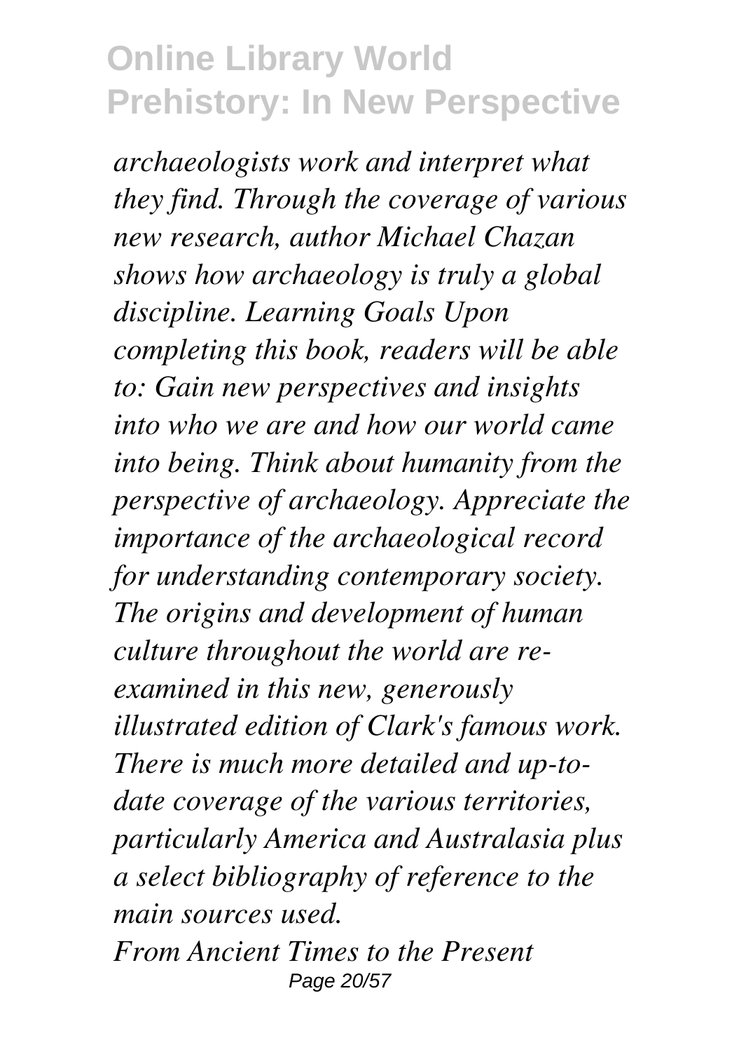*archaeologists work and interpret what they find. Through the coverage of various new research, author Michael Chazan shows how archaeology is truly a global discipline. Learning Goals Upon completing this book, readers will be able to: Gain new perspectives and insights into who we are and how our world came into being. Think about humanity from the perspective of archaeology. Appreciate the importance of the archaeological record for understanding contemporary society. The origins and development of human culture throughout the world are re-examined in this new, generously illustrated edition of Clark's famous work. There is much more detailed and up-to-date coverage of the various territories, particularly America and Australasia plus a select bibliography of reference to the main sources used.*

*From Ancient Times to the Present*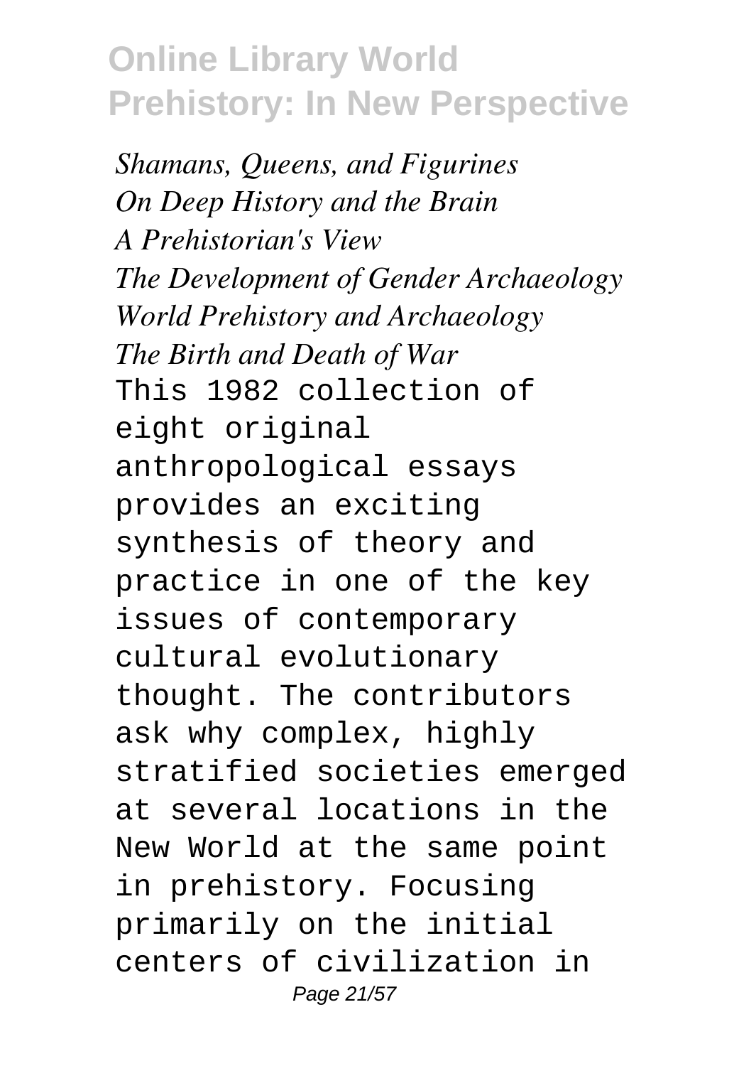*Shamans, Queens, and Figurines*
*On Deep History and the Brain*
*A Prehistorian's View*
*The Development of Gender Archaeology*
*World Prehistory and Archaeology*
*The Birth and Death of War*

This 1982 collection of eight original anthropological essays provides an exciting synthesis of theory and practice in one of the key issues of contemporary cultural evolutionary thought. The contributors ask why complex, highly stratified societies emerged at several locations in the New World at the same point in prehistory. Focusing primarily on the initial centers of civilization in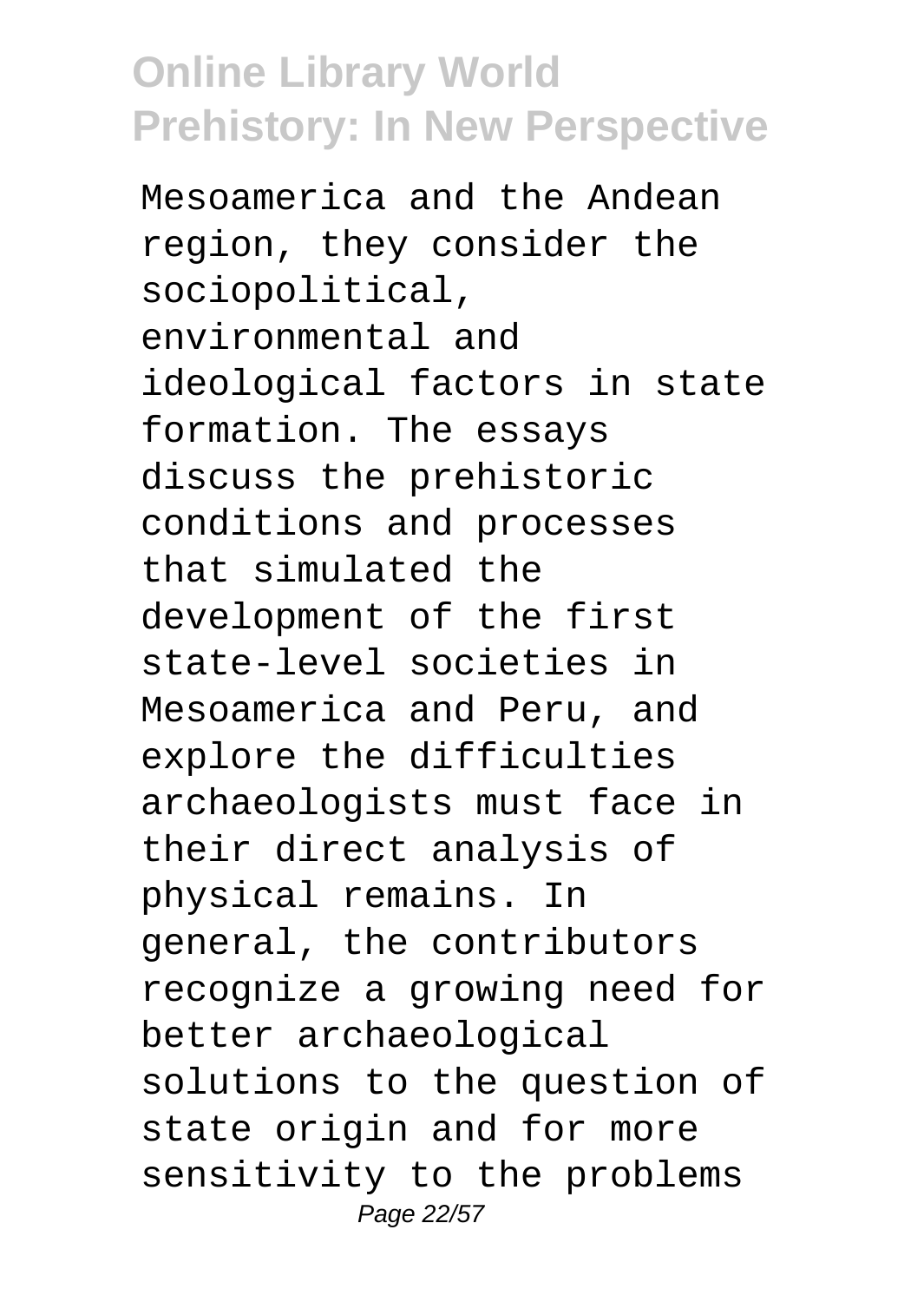Mesoamerica and the Andean region, they consider the sociopolitical, environmental and ideological factors in state formation. The essays discuss the prehistoric conditions and processes that simulated the development of the first state-level societies in Mesoamerica and Peru, and explore the difficulties archaeologists must face in their direct analysis of physical remains. In general, the contributors recognize a growing need for better archaeological solutions to the question of state origin and for more sensitivity to the problems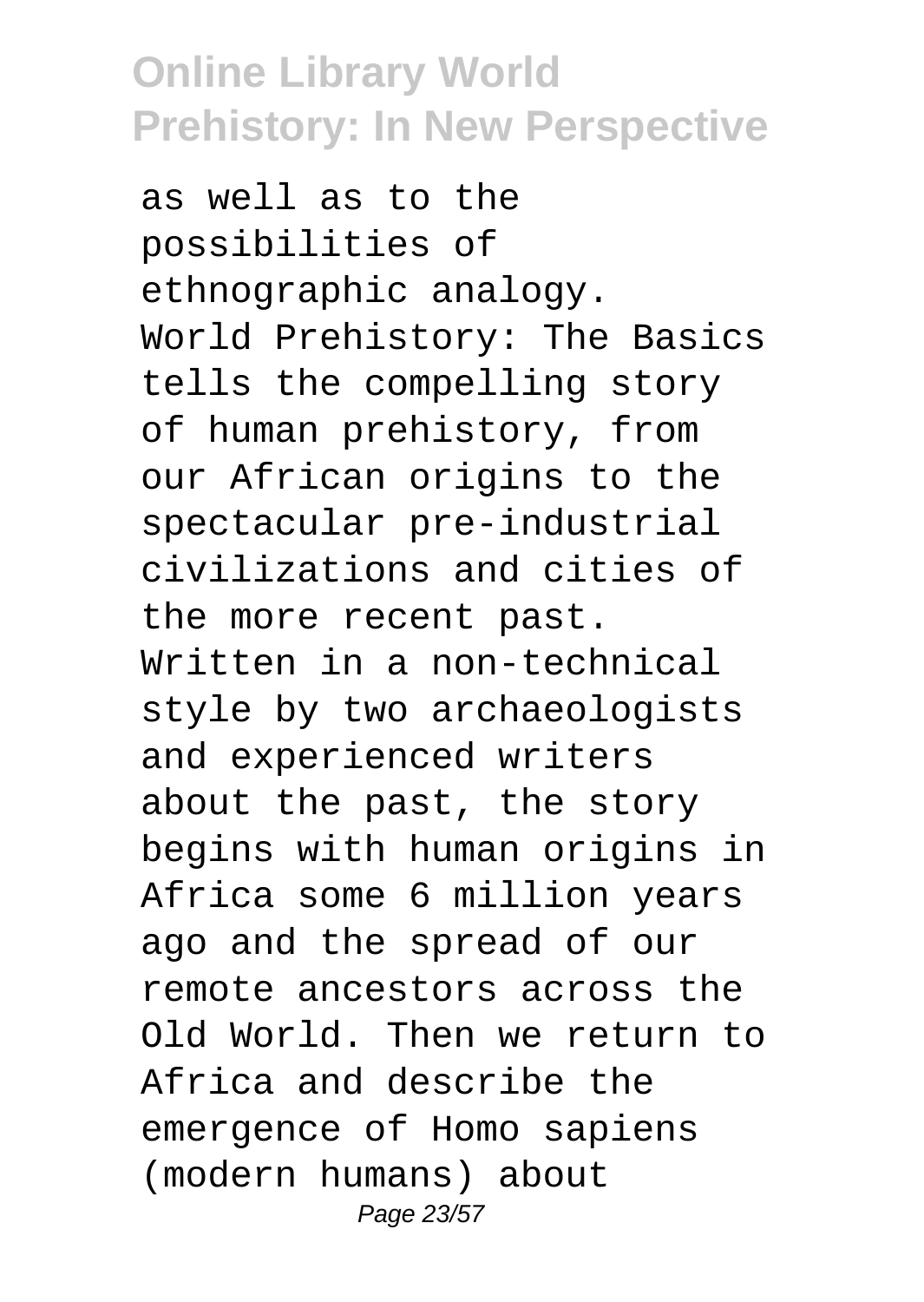as well as to the possibilities of ethnographic analogy.

World Prehistory: The Basics tells the compelling story of human prehistory, from our African origins to the spectacular pre-industrial civilizations and cities of the more recent past. Written in a non-technical style by two archaeologists and experienced writers about the past, the story begins with human origins in Africa some 6 million years ago and the spread of our remote ancestors across the Old World. Then we return to Africa and describe the emergence of Homo sapiens (modern humans) about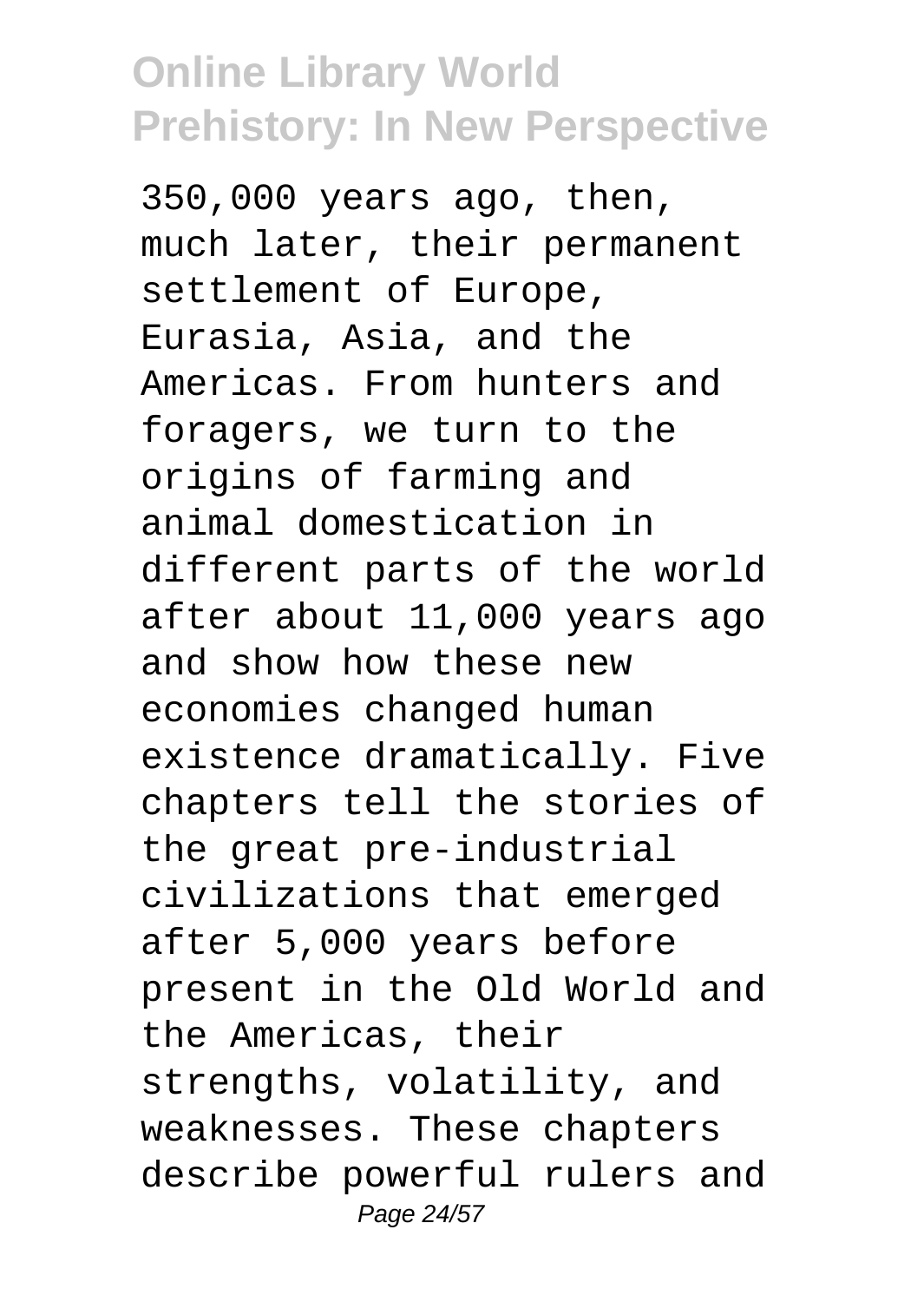350,000 years ago, then, much later, their permanent settlement of Europe, Eurasia, Asia, and the Americas. From hunters and foragers, we turn to the origins of farming and animal domestication in different parts of the world after about 11,000 years ago and show how these new economies changed human existence dramatically. Five chapters tell the stories of the great pre-industrial civilizations that emerged after 5,000 years before present in the Old World and the Americas, their strengths, volatility, and weaknesses. These chapters describe powerful rulers and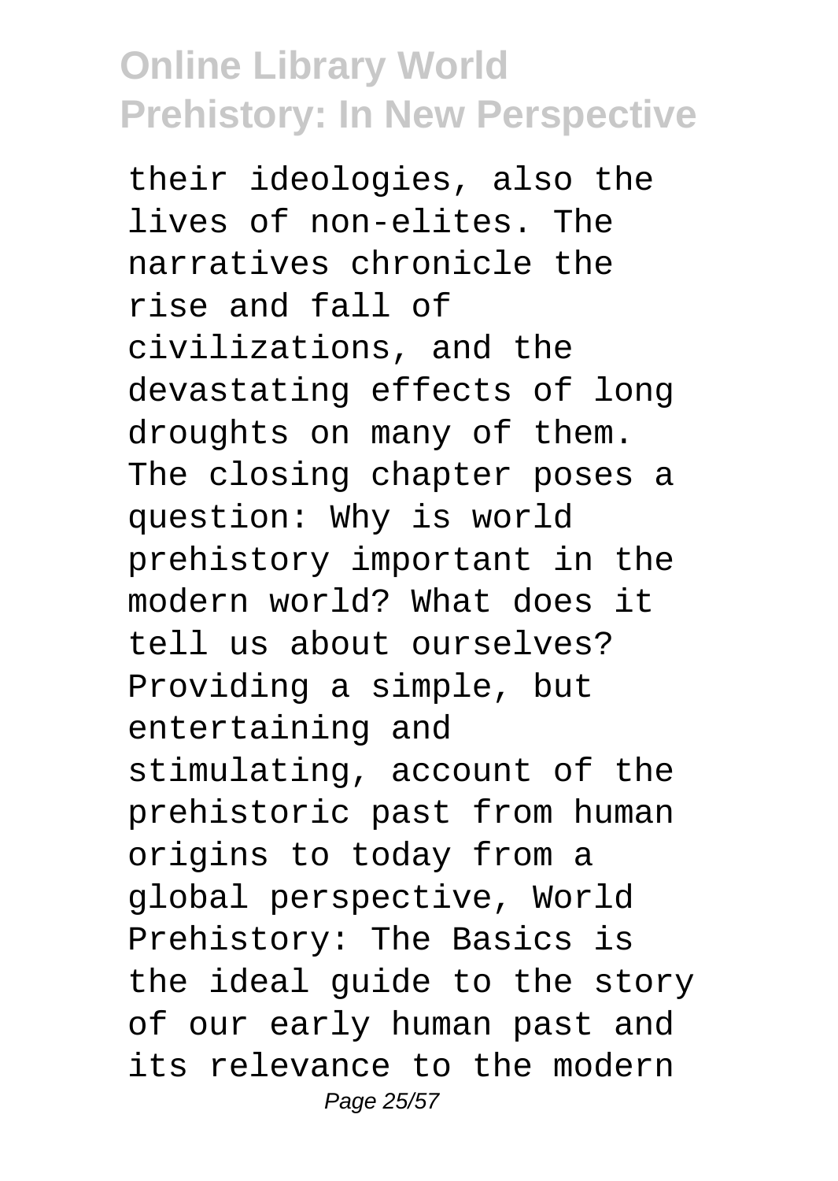their ideologies, also the lives of non-elites. The narratives chronicle the rise and fall of civilizations, and the devastating effects of long droughts on many of them. The closing chapter poses a question: Why is world prehistory important in the modern world? What does it tell us about ourselves? Providing a simple, but entertaining and stimulating, account of the prehistoric past from human origins to today from a global perspective, World Prehistory: The Basics is the ideal guide to the story of our early human past and its relevance to the modern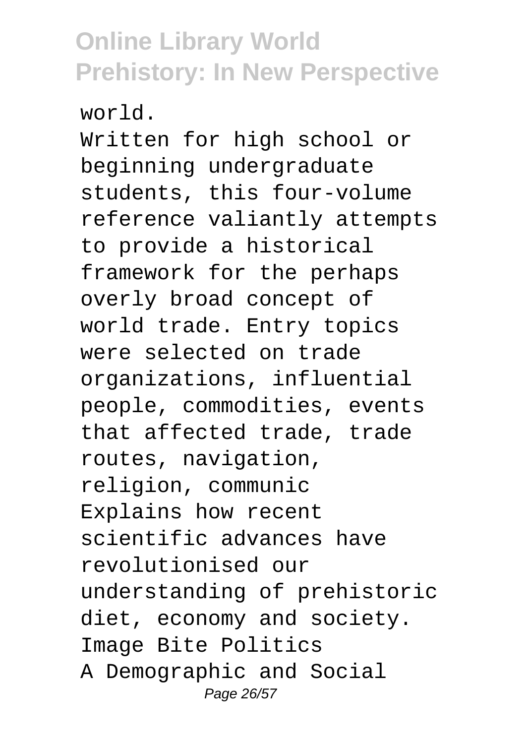world.

Written for high school or beginning undergraduate students, this four-volume reference valiantly attempts to provide a historical framework for the perhaps overly broad concept of world trade. Entry topics were selected on trade organizations, influential people, commodities, events that affected trade, trade routes, navigation, religion, communic

Explains how recent scientific advances have revolutionised our understanding of prehistoric diet, economy and society.

Image Bite Politics

A Demographic and Social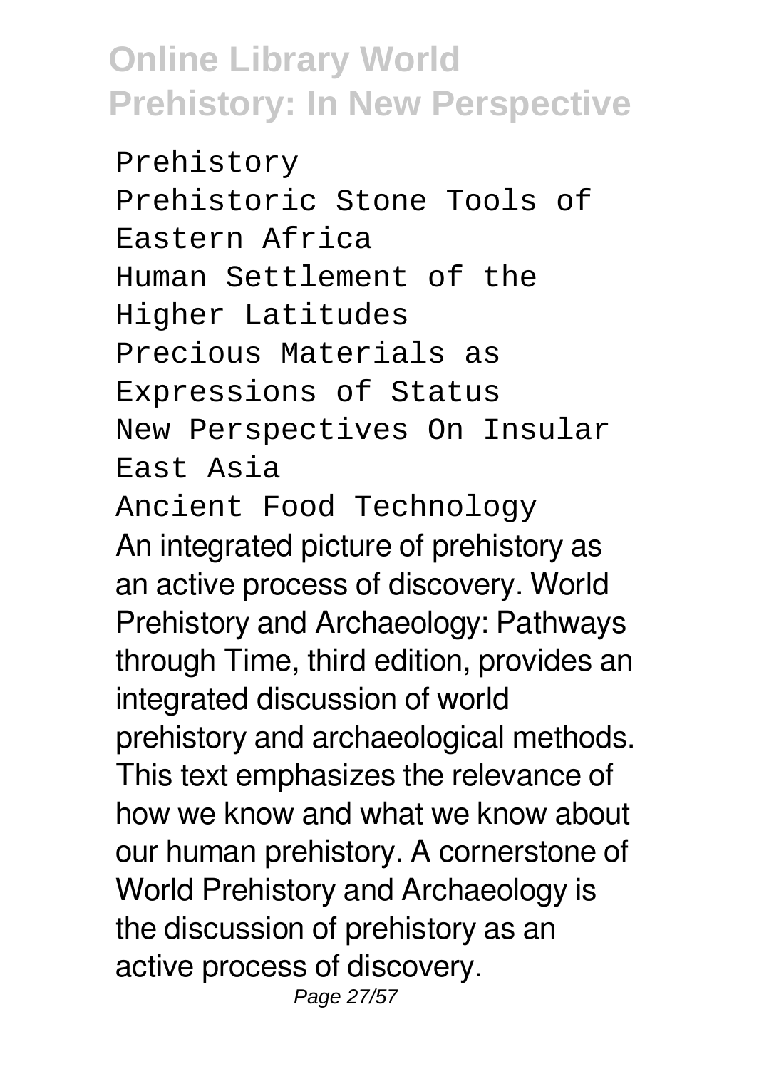Prehistory
Prehistoric Stone Tools of Eastern Africa
Human Settlement of the Higher Latitudes
Precious Materials as Expressions of Status
New Perspectives On Insular East Asia
Ancient Food Technology

An integrated picture of prehistory as an active process of discovery. World Prehistory and Archaeology: Pathways through Time, third edition, provides an integrated discussion of world prehistory and archaeological methods. This text emphasizes the relevance of how we know and what we know about our human prehistory. A cornerstone of World Prehistory and Archaeology is the discussion of prehistory as an active process of discovery.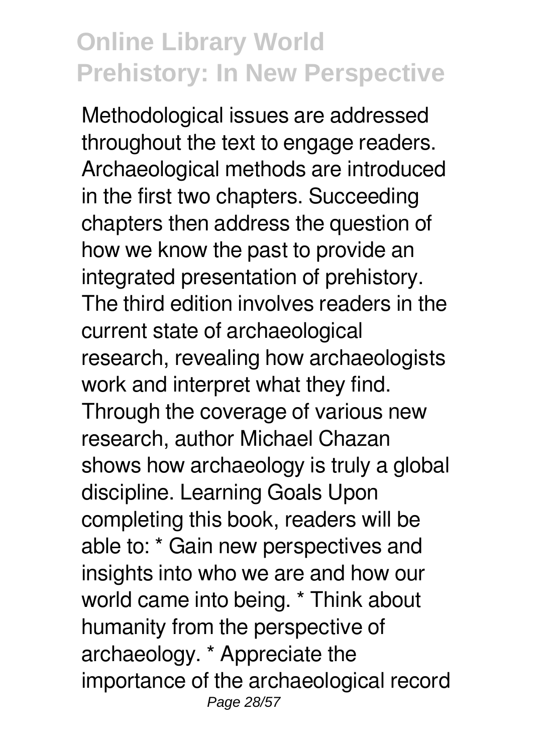Methodological issues are addressed throughout the text to engage readers. Archaeological methods are introduced in the first two chapters. Succeeding chapters then address the question of how we know the past to provide an integrated presentation of prehistory. The third edition involves readers in the current state of archaeological research, revealing how archaeologists work and interpret what they find. Through the coverage of various new research, author Michael Chazan shows how archaeology is truly a global discipline. Learning Goals Upon completing this book, readers will be able to: * Gain new perspectives and insights into who we are and how our world came into being. * Think about humanity from the perspective of archaeology. * Appreciate the importance of the archaeological record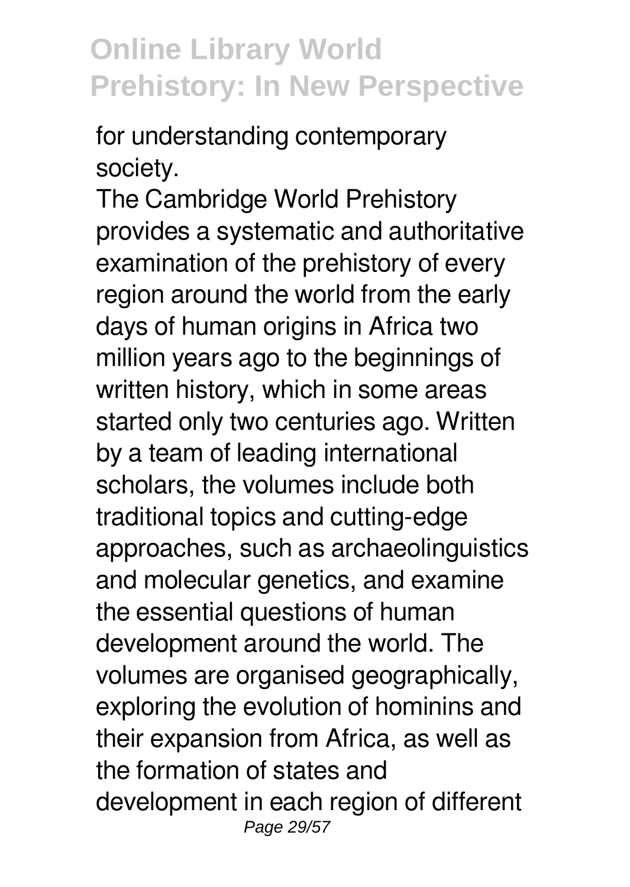for understanding contemporary society.

The Cambridge World Prehistory provides a systematic and authoritative examination of the prehistory of every region around the world from the early days of human origins in Africa two million years ago to the beginnings of written history, which in some areas started only two centuries ago. Written by a team of leading international scholars, the volumes include both traditional topics and cutting-edge approaches, such as archaeolinguistics and molecular genetics, and examine the essential questions of human development around the world. The volumes are organised geographically, exploring the evolution of hominins and their expansion from Africa, as well as the formation of states and development in each region of different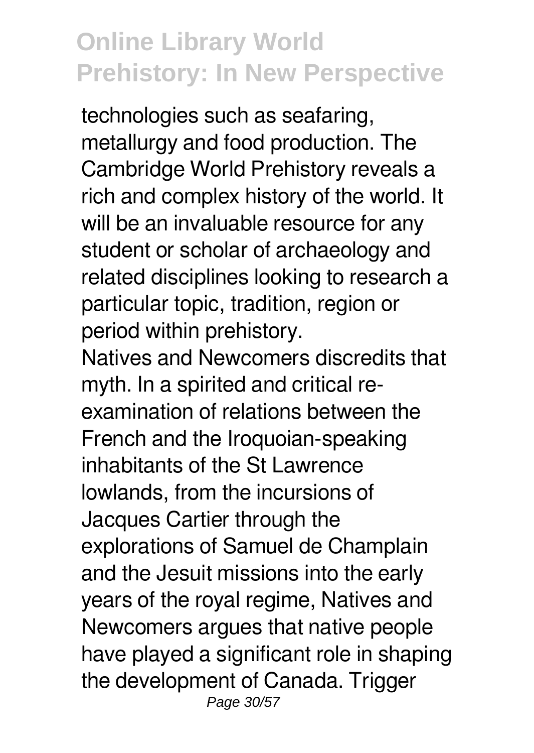technologies such as seafaring, metallurgy and food production. The Cambridge World Prehistory reveals a rich and complex history of the world. It will be an invaluable resource for any student or scholar of archaeology and related disciplines looking to research a particular topic, tradition, region or period within prehistory.

Natives and Newcomers discredits that myth. In a spirited and critical re-examination of relations between the French and the Iroquoian-speaking inhabitants of the St Lawrence lowlands, from the incursions of Jacques Cartier through the explorations of Samuel de Champlain and the Jesuit missions into the early years of the royal regime, Natives and Newcomers argues that native people have played a significant role in shaping the development of Canada. Trigger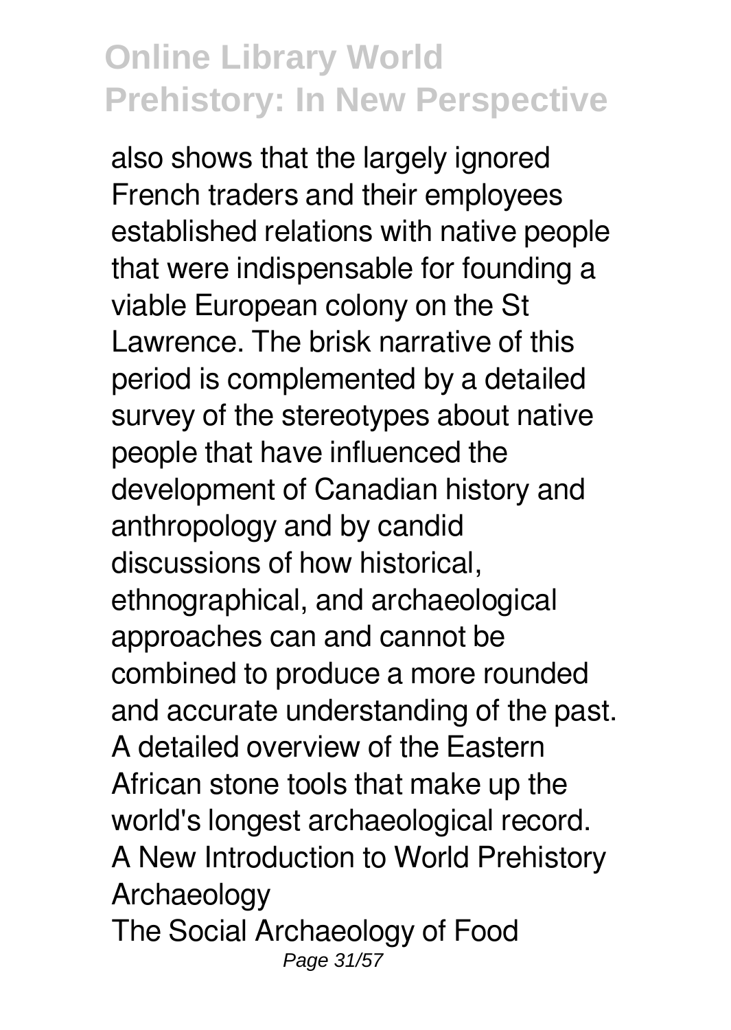also shows that the largely ignored French traders and their employees established relations with native people that were indispensable for founding a viable European colony on the St Lawrence. The brisk narrative of this period is complemented by a detailed survey of the stereotypes about native people that have influenced the development of Canadian history and anthropology and by candid discussions of how historical, ethnographical, and archaeological approaches can and cannot be combined to produce a more rounded and accurate understanding of the past.

A detailed overview of the Eastern African stone tools that make up the world's longest archaeological record.

A New Introduction to World Prehistory

Archaeology

The Social Archaeology of Food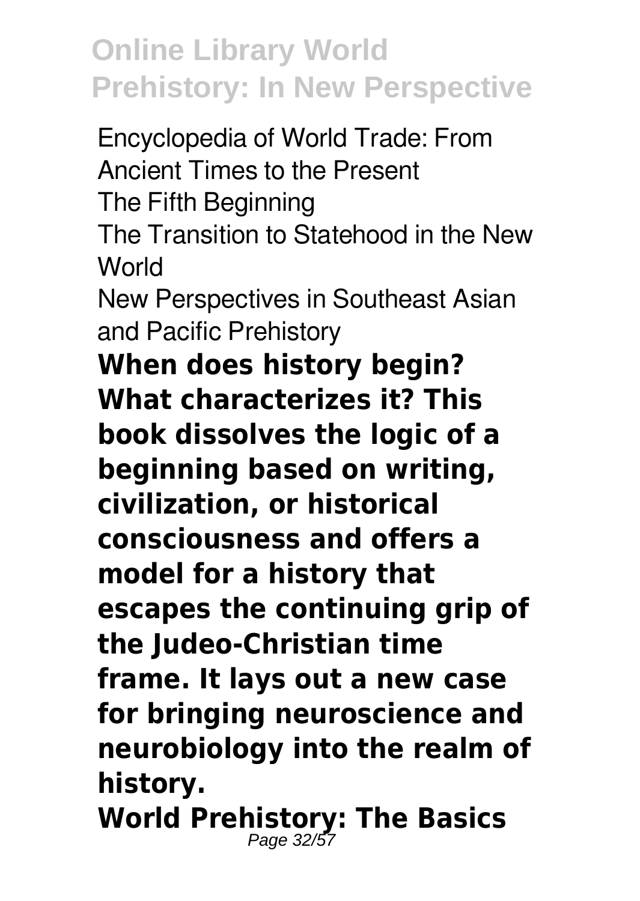Encyclopedia of World Trade: From Ancient Times to the Present
The Fifth Beginning
The Transition to Statehood in the New World
New Perspectives in Southeast Asian and Pacific Prehistory

**When does history begin? What characterizes it? This book dissolves the logic of a beginning based on writing, civilization, or historical consciousness and offers a model for a history that escapes the continuing grip of the Judeo-Christian time frame. It lays out a new case for bringing neuroscience and neurobiology into the realm of history.**

**World Prehistory: The Basics**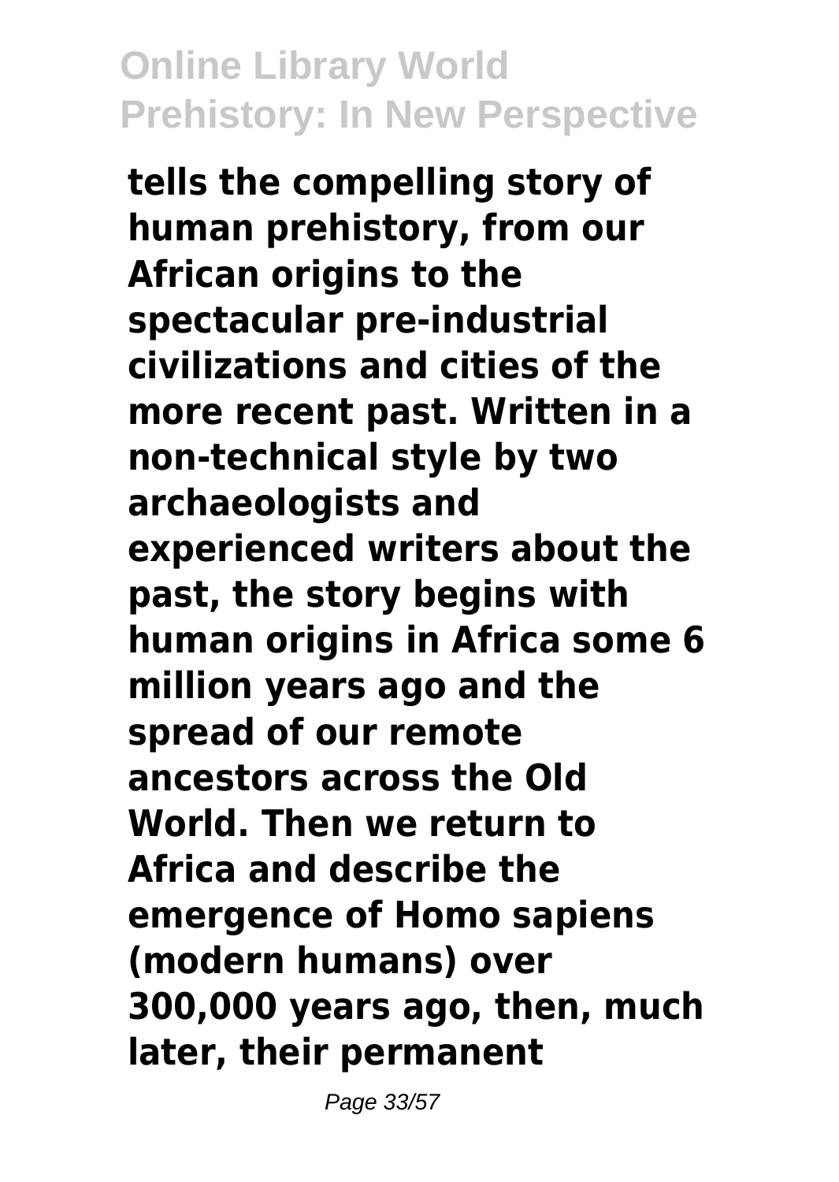**tells the compelling story of human prehistory, from our African origins to the spectacular pre-industrial civilizations and cities of the more recent past. Written in a non-technical style by two archaeologists and experienced writers about the past, the story begins with human origins in Africa some 6 million years ago and the spread of our remote ancestors across the Old World. Then we return to Africa and describe the emergence of Homo sapiens (modern humans) over 300,000 years ago, then, much later, their permanent**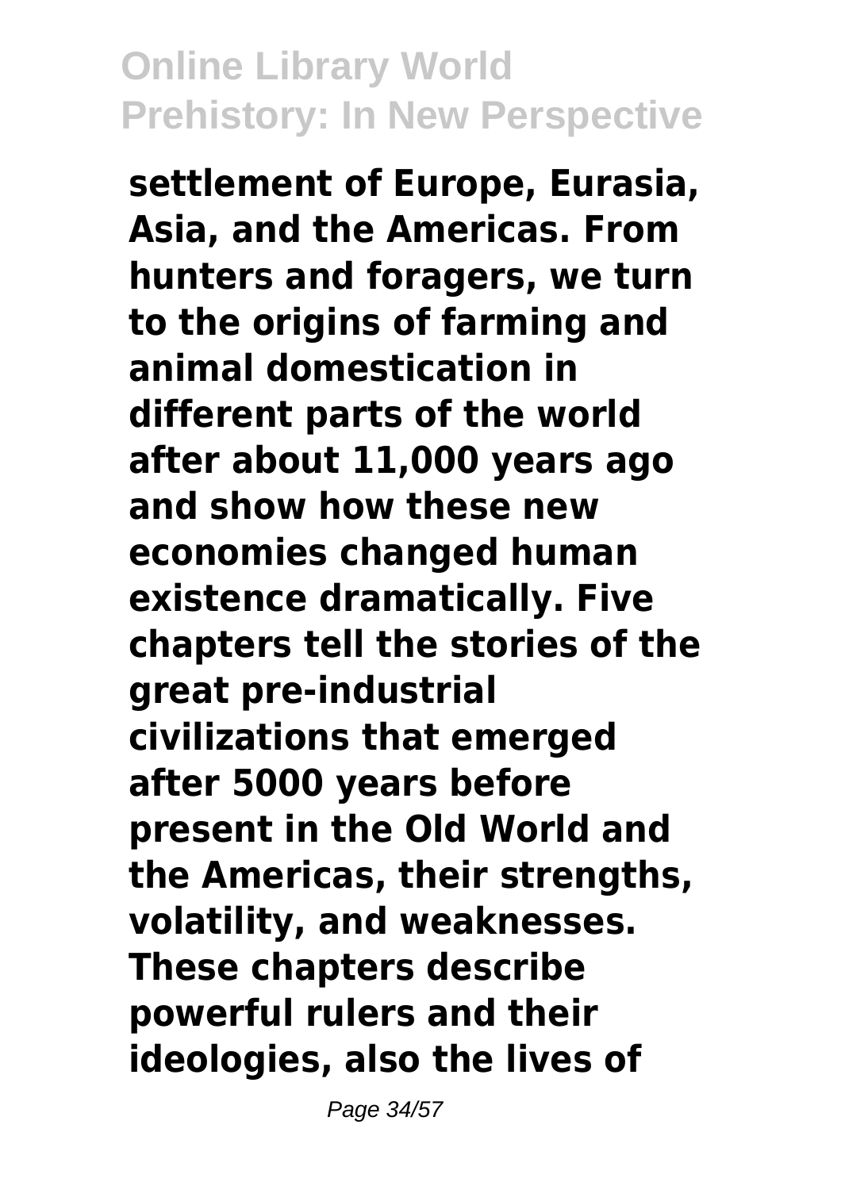**settlement of Europe, Eurasia, Asia, and the Americas. From hunters and foragers, we turn to the origins of farming and animal domestication in different parts of the world after about 11,000 years ago and show how these new economies changed human existence dramatically. Five chapters tell the stories of the great pre-industrial civilizations that emerged after 5000 years before present in the Old World and the Americas, their strengths, volatility, and weaknesses. These chapters describe powerful rulers and their ideologies, also the lives of**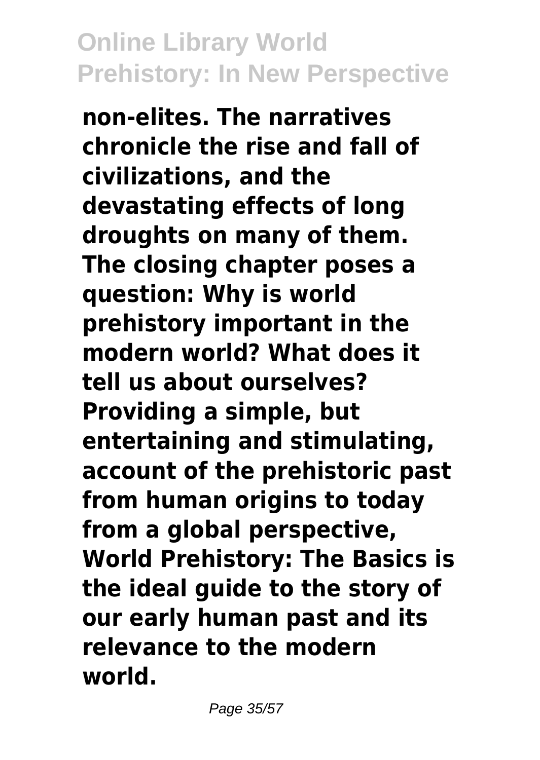**non-elites. The narratives chronicle the rise and fall of civilizations, and the devastating effects of long droughts on many of them. The closing chapter poses a question: Why is world prehistory important in the modern world? What does it tell us about ourselves? Providing a simple, but entertaining and stimulating, account of the prehistoric past from human origins to today from a global perspective, World Prehistory: The Basics is the ideal guide to the story of our early human past and its relevance to the modern world.**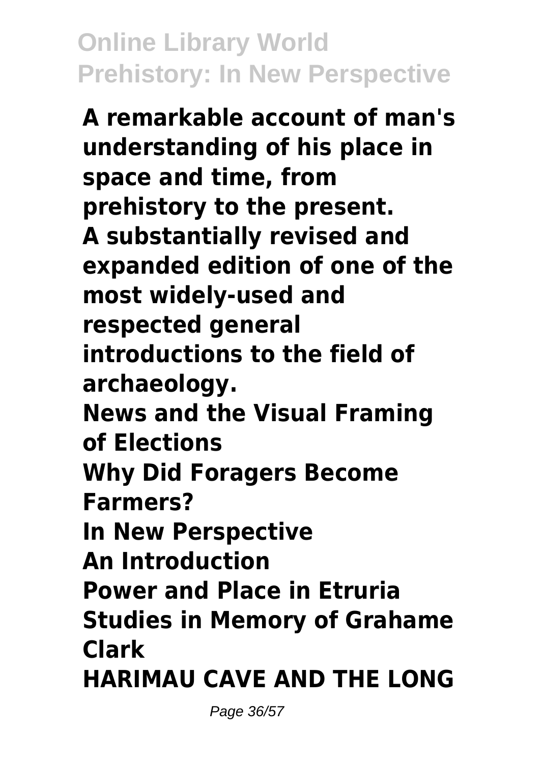**A remarkable account of man's understanding of his place in space and time, from prehistory to the present.**
**A substantially revised and expanded edition of one of the most widely-used and respected general introductions to the field of archaeology.**
**News and the Visual Framing of Elections**
**Why Did Foragers Become Farmers?**
**In New Perspective**
**An Introduction**
**Power and Place in Etruria**
**Studies in Memory of Grahame Clark**
**HARIMAU CAVE AND THE LONG**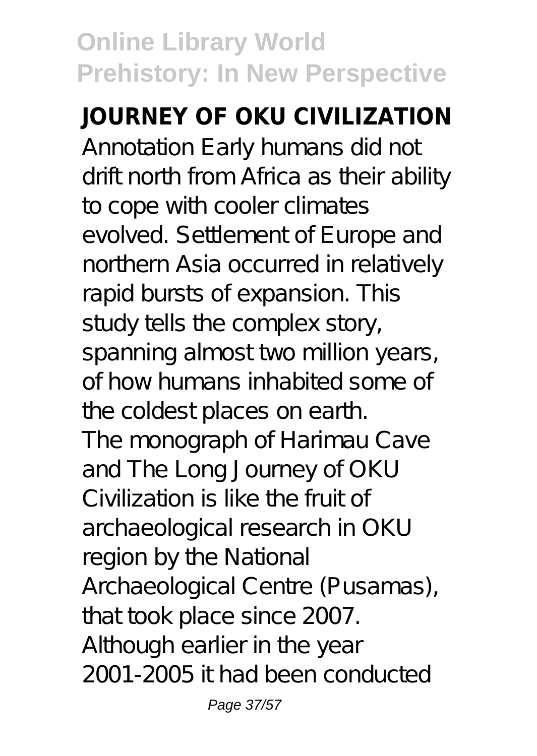**JOURNEY OF OKU CIVILIZATION**

Annotation Early humans did not drift north from Africa as their ability to cope with cooler climates evolved. Settlement of Europe and northern Asia occurred in relatively rapid bursts of expansion. This study tells the complex story, spanning almost two million years, of how humans inhabited some of the coldest places on earth.

The monograph of Harimau Cave and The Long Journey of OKU Civilization is like the fruit of archaeological research in OKU region by the National Archaeological Centre (Pusamas), that took place since 2007. Although earlier in the year 2001-2005 it had been conducted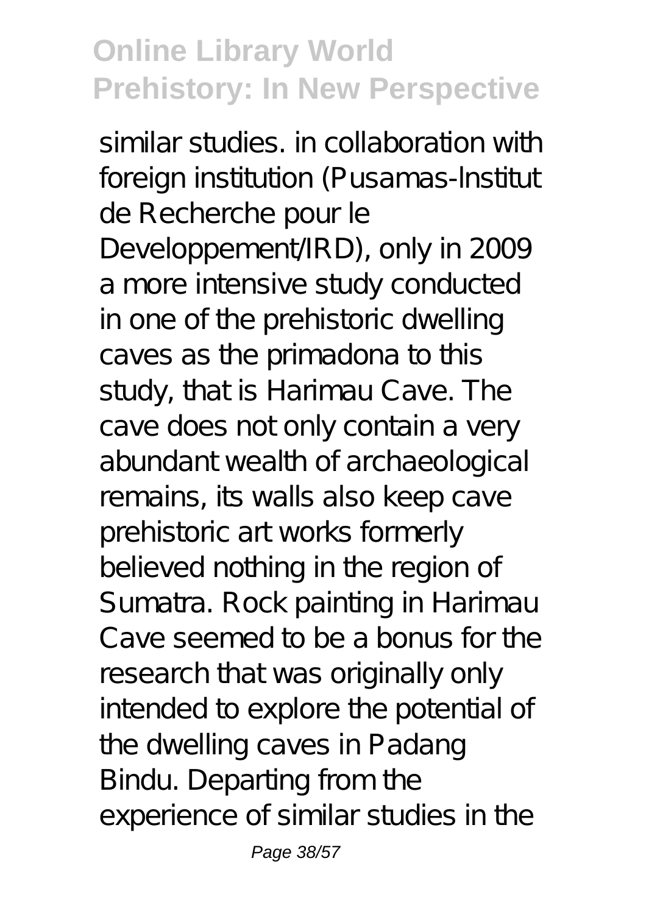similar studies. in collaboration with foreign institution (Pusamas-Institut de Recherche pour le Developpement/IRD), only in 2009 a more intensive study conducted in one of the prehistoric dwelling caves as the primadona to this study, that is Harimau Cave. The cave does not only contain a very abundant wealth of archaeological remains, its walls also keep cave prehistoric art works formerly believed nothing in the region of Sumatra. Rock painting in Harimau Cave seemed to be a bonus for the research that was originally only intended to explore the potential of the dwelling caves in Padang Bindu. Departing from the experience of similar studies in the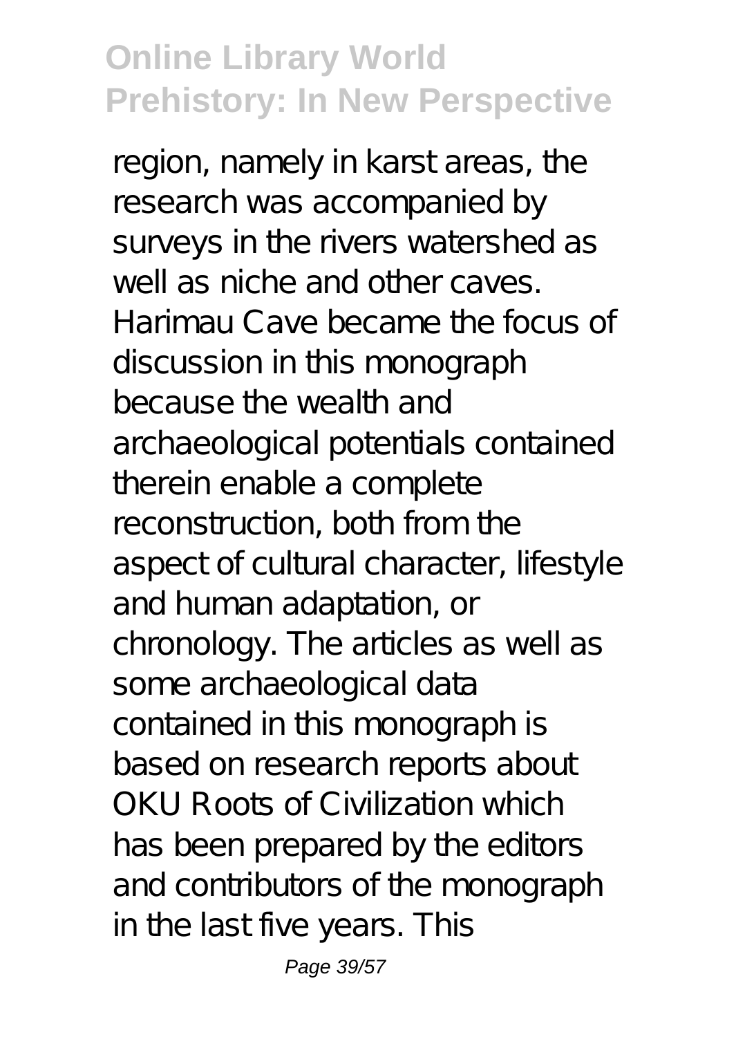region, namely in karst areas, the research was accompanied by surveys in the rivers watershed as well as niche and other caves. Harimau Cave became the focus of discussion in this monograph because the wealth and archaeological potentials contained therein enable a complete reconstruction, both from the aspect of cultural character, lifestyle and human adaptation, or chronology. The articles as well as some archaeological data contained in this monograph is based on research reports about OKU Roots of Civilization which has been prepared by the editors and contributors of the monograph in the last five years. This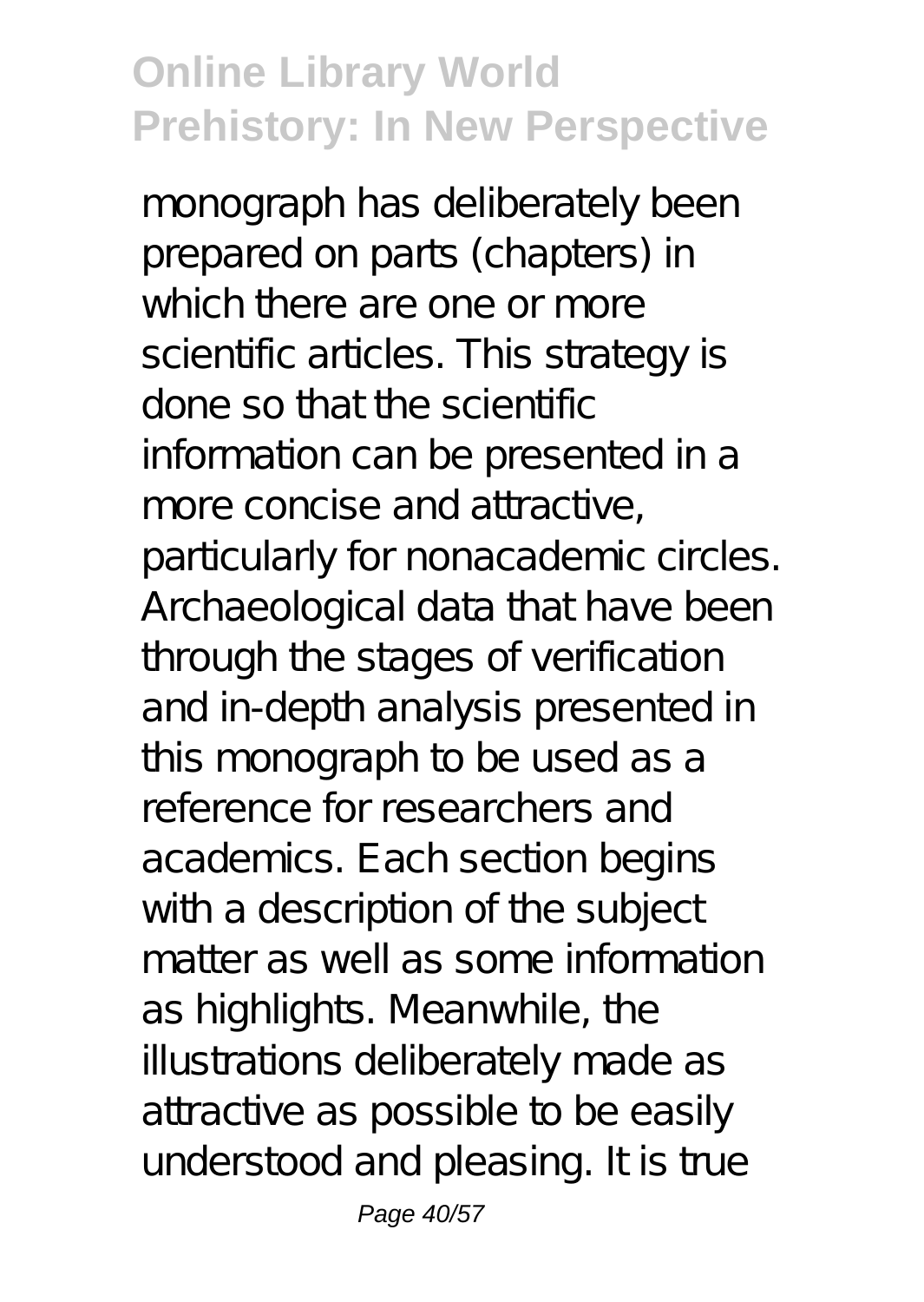monograph has deliberately been prepared on parts (chapters) in which there are one or more scientific articles. This strategy is done so that the scientific information can be presented in a more concise and attractive, particularly for nonacademic circles. Archaeological data that have been through the stages of verification and in-depth analysis presented in this monograph to be used as a reference for researchers and academics. Each section begins with a description of the subject matter as well as some information as highlights. Meanwhile, the illustrations deliberately made as attractive as possible to be easily understood and pleasing. It is true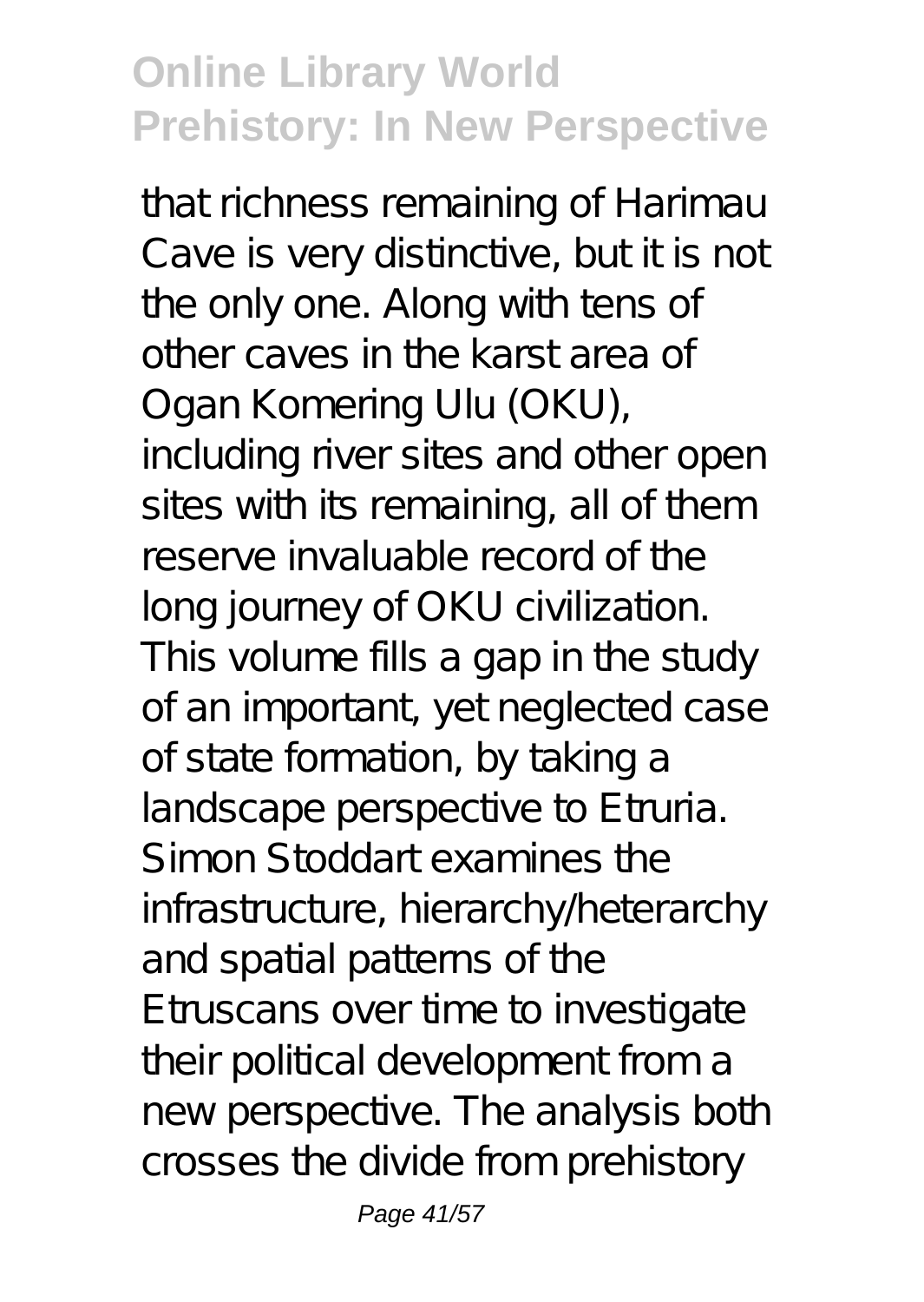that richness remaining of Harimau Cave is very distinctive, but it is not the only one. Along with tens of other caves in the karst area of Ogan Komering Ulu (OKU), including river sites and other open sites with its remaining, all of them reserve invaluable record of the long journey of OKU civilization. This volume fills a gap in the study of an important, yet neglected case of state formation, by taking a landscape perspective to Etruria. Simon Stoddart examines the infrastructure, hierarchy/heterarchy and spatial patterns of the Etruscans over time to investigate their political development from a new perspective. The analysis both crosses the divide from prehistory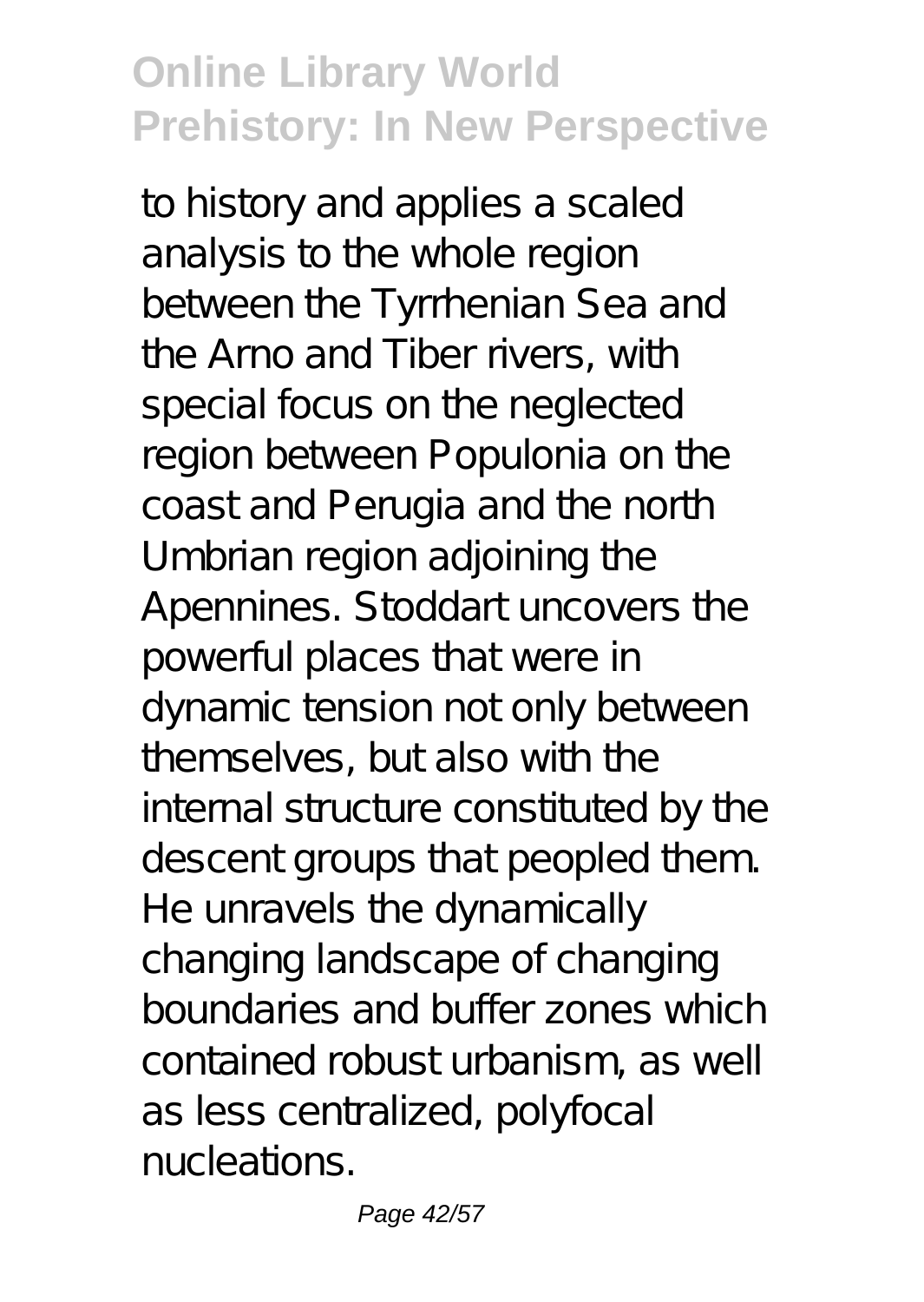to history and applies a scaled analysis to the whole region between the Tyrrhenian Sea and the Arno and Tiber rivers, with special focus on the neglected region between Populonia on the coast and Perugia and the north Umbrian region adjoining the Apennines. Stoddart uncovers the powerful places that were in dynamic tension not only between themselves, but also with the internal structure constituted by the descent groups that peopled them. He unravels the dynamically changing landscape of changing boundaries and buffer zones which contained robust urbanism, as well as less centralized, polyfocal nucleations.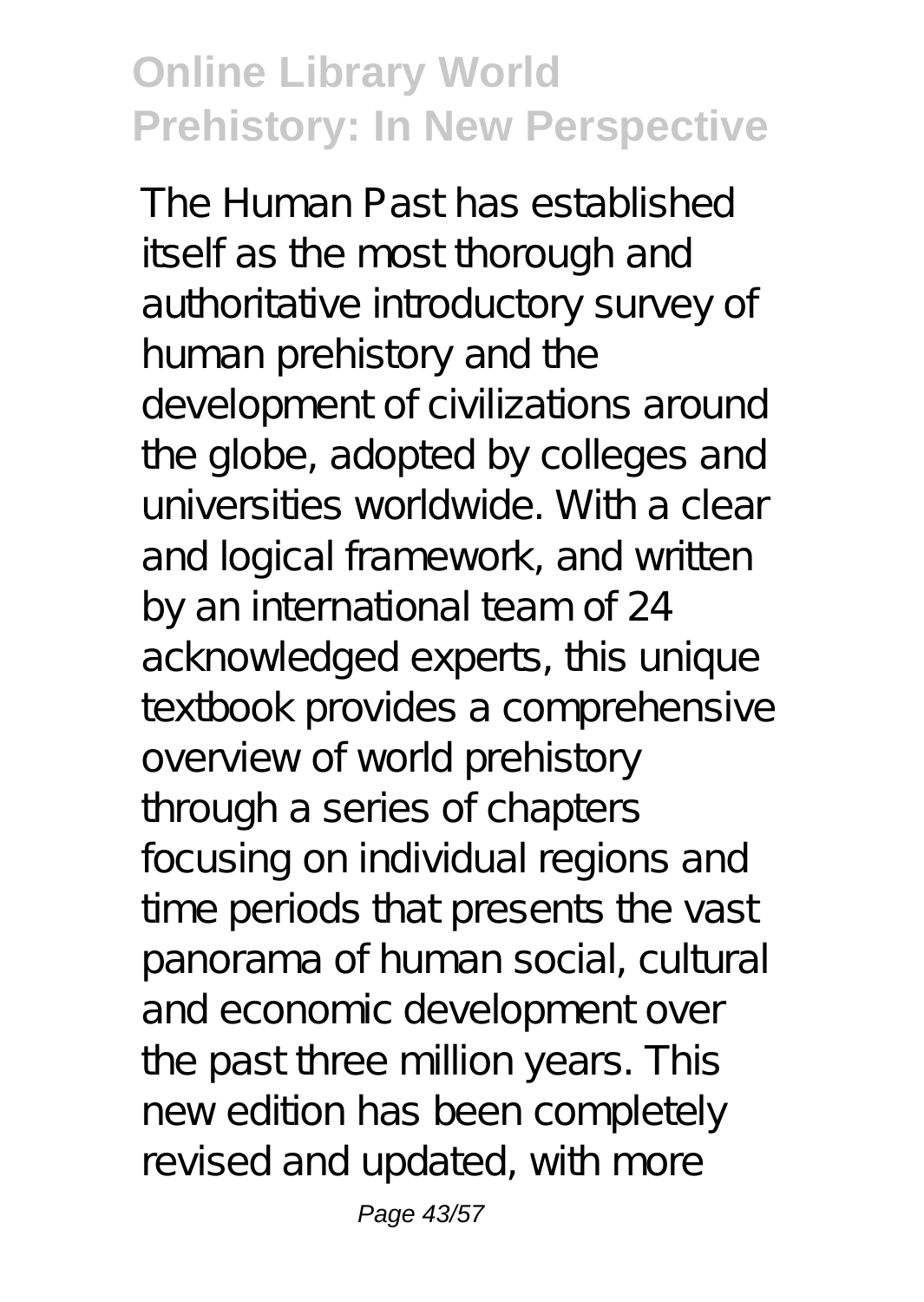The Human Past has established itself as the most thorough and authoritative introductory survey of human prehistory and the development of civilizations around the globe, adopted by colleges and universities worldwide. With a clear and logical framework, and written by an international team of 24 acknowledged experts, this unique textbook provides a comprehensive overview of world prehistory through a series of chapters focusing on individual regions and time periods that presents the vast panorama of human social, cultural and economic development over the past three million years. This new edition has been completely revised and updated, with more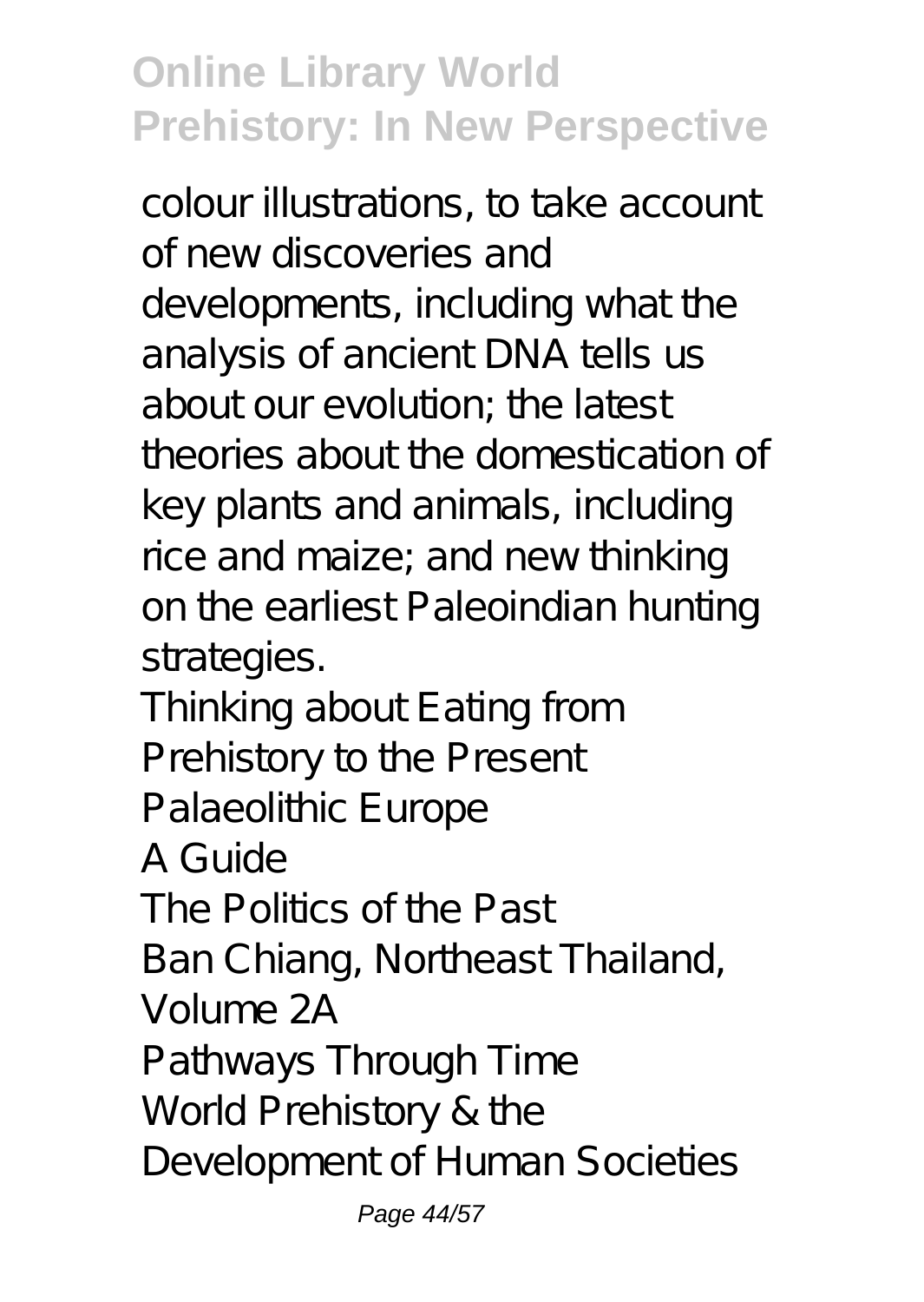colour illustrations, to take account of new discoveries and developments, including what the analysis of ancient DNA tells us about our evolution; the latest theories about the domestication of key plants and animals, including rice and maize; and new thinking on the earliest Paleoindian hunting strategies.

Thinking about Eating from Prehistory to the Present

Palaeolithic Europe

A Guide

The Politics of the Past

Ban Chiang, Northeast Thailand, Volume 2A

Pathways Through Time

World Prehistory & the Development of Human Societies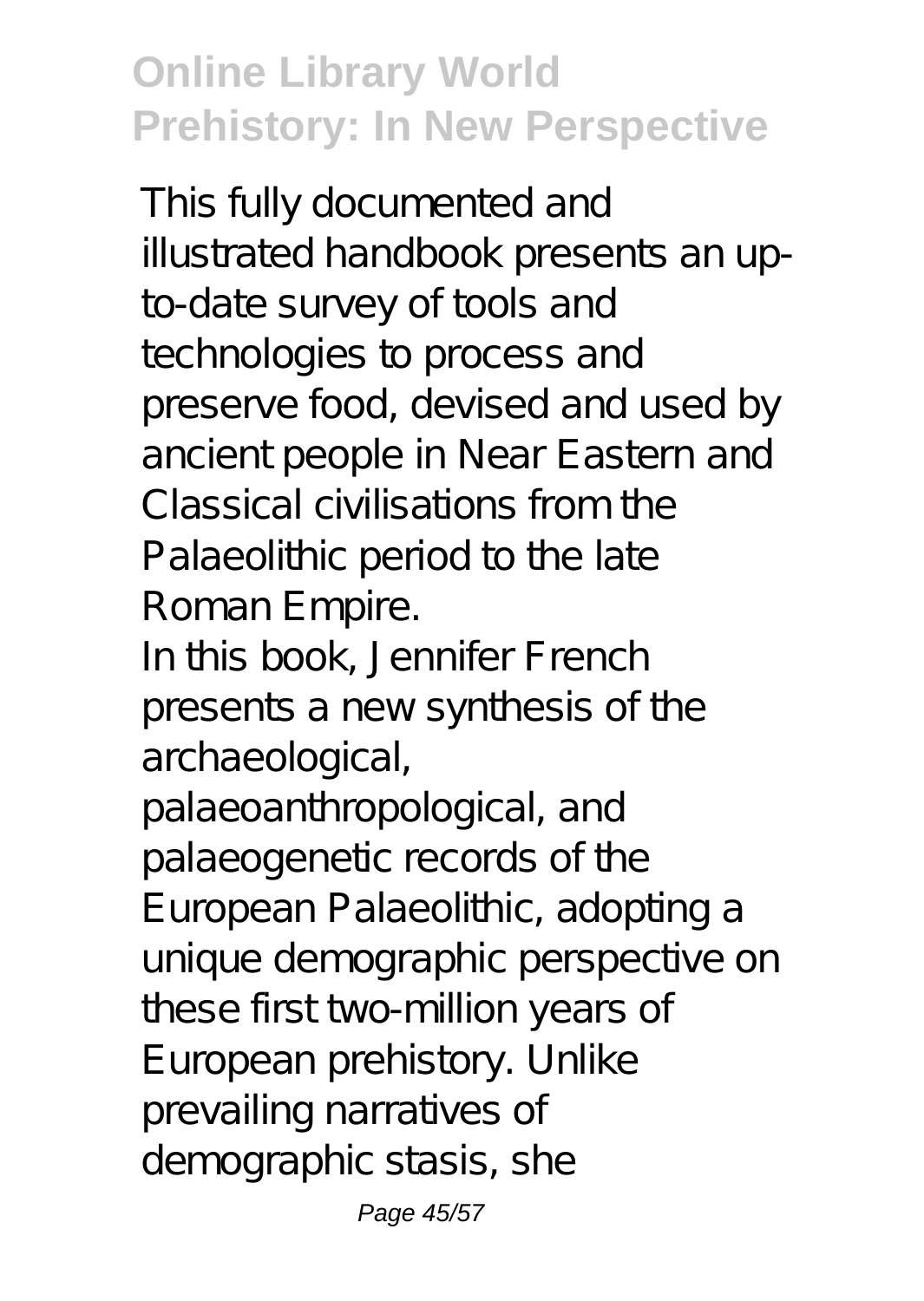This fully documented and illustrated handbook presents an up-to-date survey of tools and technologies to process and preserve food, devised and used by ancient people in Near Eastern and Classical civilisations from the Palaeolithic period to the late Roman Empire.

In this book, Jennifer French presents a new synthesis of the archaeological, palaeoanthropological, and palaeogenetic records of the European Palaeolithic, adopting a unique demographic perspective on these first two-million years of European prehistory. Unlike prevailing narratives of demographic stasis, she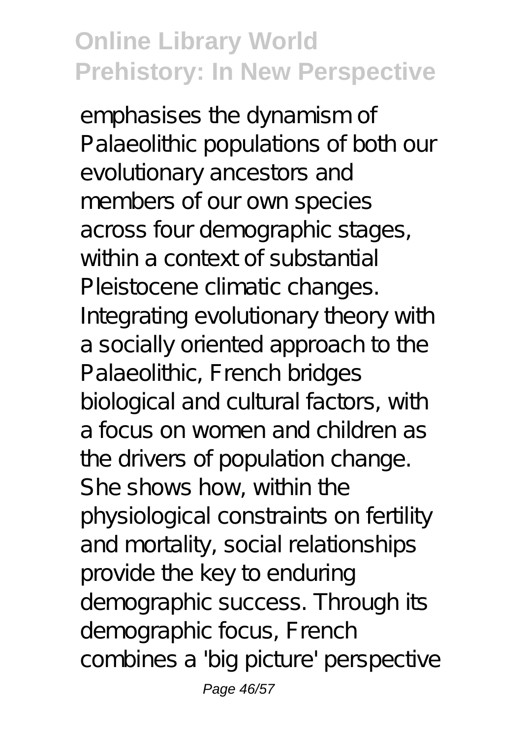emphasises the dynamism of Palaeolithic populations of both our evolutionary ancestors and members of our own species across four demographic stages, within a context of substantial Pleistocene climatic changes. Integrating evolutionary theory with a socially oriented approach to the Palaeolithic, French bridges biological and cultural factors, with a focus on women and children as the drivers of population change. She shows how, within the physiological constraints on fertility and mortality, social relationships provide the key to enduring demographic success. Through its demographic focus, French combines a 'big picture' perspective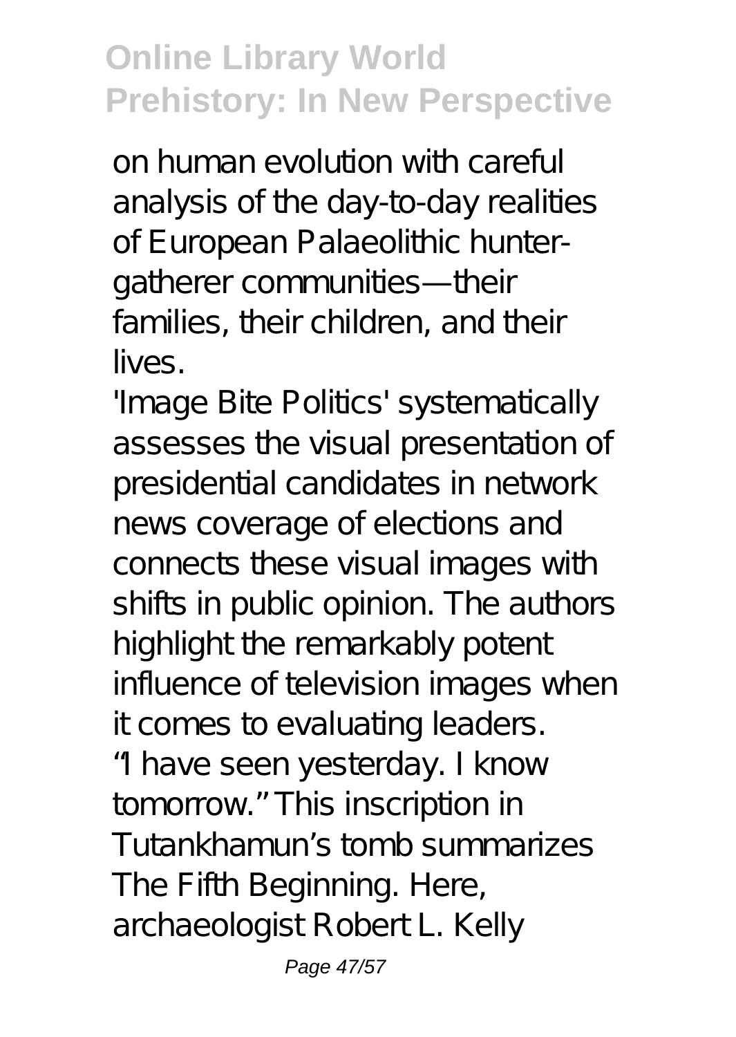on human evolution with careful analysis of the day-to-day realities of European Palaeolithic hunter-gatherer communities—their families, their children, and their lives.

'Image Bite Politics' systematically assesses the visual presentation of presidential candidates in network news coverage of elections and connects these visual images with shifts in public opinion. The authors highlight the remarkably potent influence of television images when it comes to evaluating leaders.

"I have seen yesterday. I know tomorrow." This inscription in Tutankhamun's tomb summarizes The Fifth Beginning. Here, archaeologist Robert L. Kelly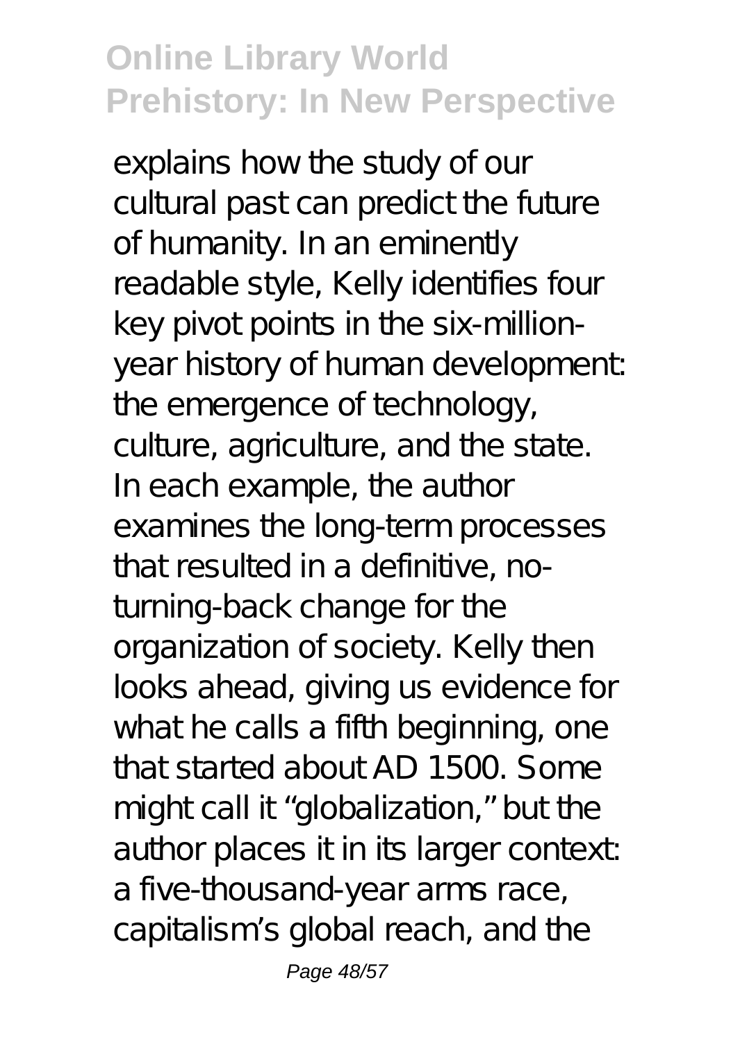explains how the study of our cultural past can predict the future of humanity. In an eminently readable style, Kelly identifies four key pivot points in the six-million-year history of human development: the emergence of technology, culture, agriculture, and the state. In each example, the author examines the long-term processes that resulted in a definitive, no-turning-back change for the organization of society. Kelly then looks ahead, giving us evidence for what he calls a fifth beginning, one that started about AD 1500. Some might call it "globalization," but the author places it in its larger context: a five-thousand-year arms race, capitalism's global reach, and the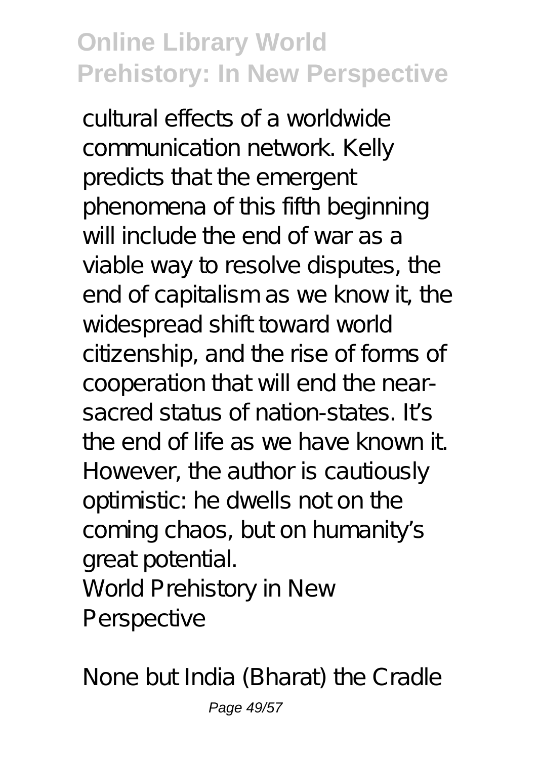cultural effects of a worldwide communication network. Kelly predicts that the emergent phenomena of this fifth beginning will include the end of war as a viable way to resolve disputes, the end of capitalism as we know it, the widespread shift toward world citizenship, and the rise of forms of cooperation that will end the near-sacred status of nation-states. It's the end of life as we have known it. However, the author is cautiously optimistic: he dwells not on the coming chaos, but on humanity's great potential.

World Prehistory in New Perspective

None but India (Bharat) the Cradle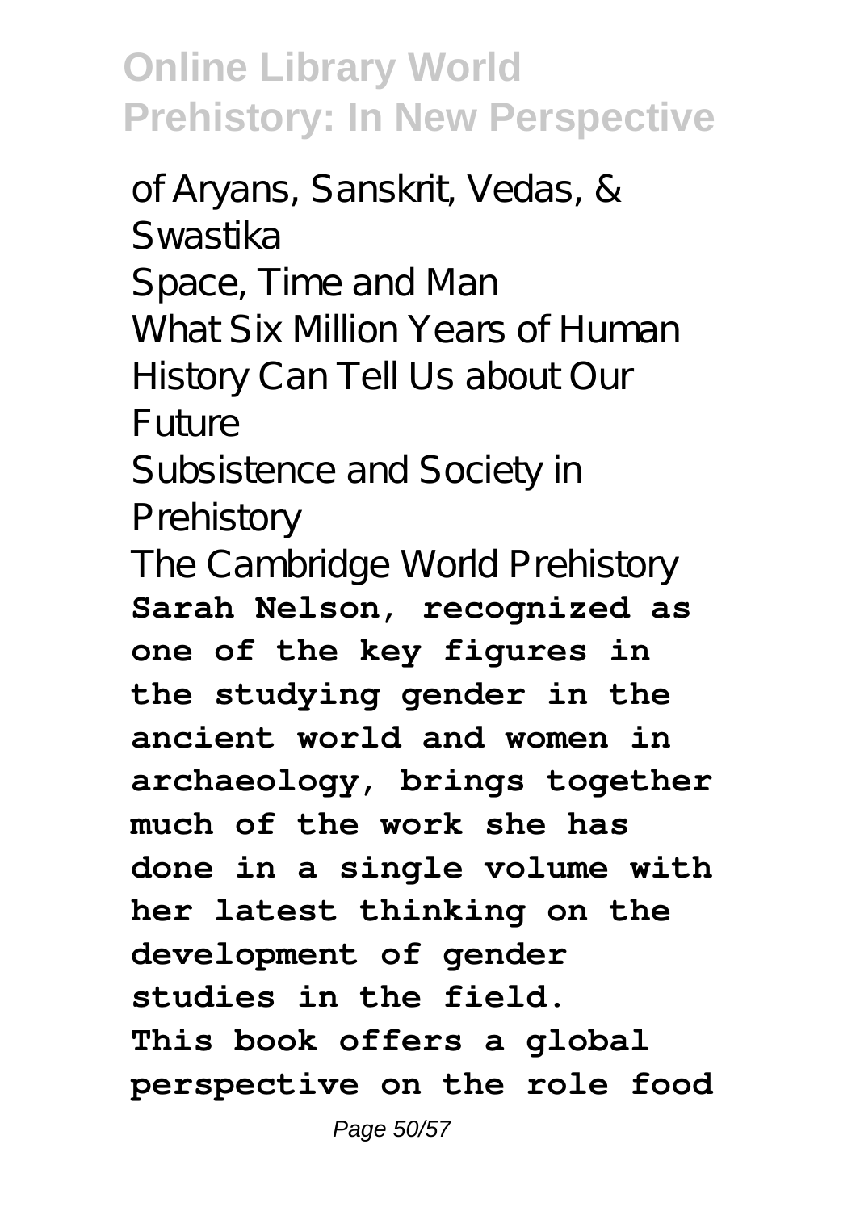of Aryans, Sanskrit, Vedas, & Swastika

Space, Time and Man

What Six Million Years of Human History Can Tell Us about Our Future

Subsistence and Society in Prehistory

The Cambridge World Prehistory

**Sarah Nelson, recognized as one of the key figures in the studying gender in the ancient world and women in archaeology, brings together much of the work she has done in a single volume with her latest thinking on the development of gender studies in the field.**

**This book offers a global perspective on the role food**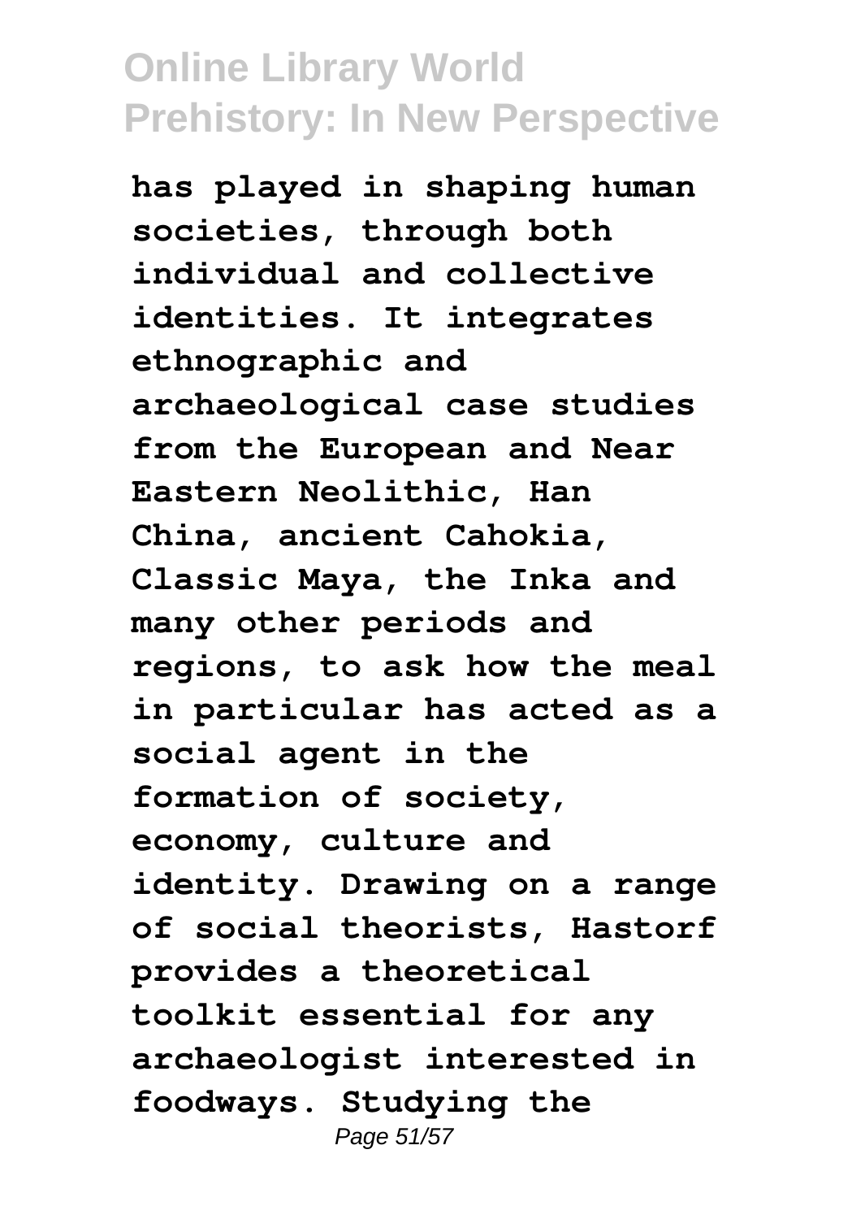**has played in shaping human societies, through both individual and collective identities. It integrates ethnographic and archaeological case studies from the European and Near Eastern Neolithic, Han China, ancient Cahokia, Classic Maya, the Inka and many other periods and regions, to ask how the meal in particular has acted as a social agent in the formation of society, economy, culture and identity. Drawing on a range of social theorists, Hastorf provides a theoretical toolkit essential for any archaeologist interested in foodways. Studying the**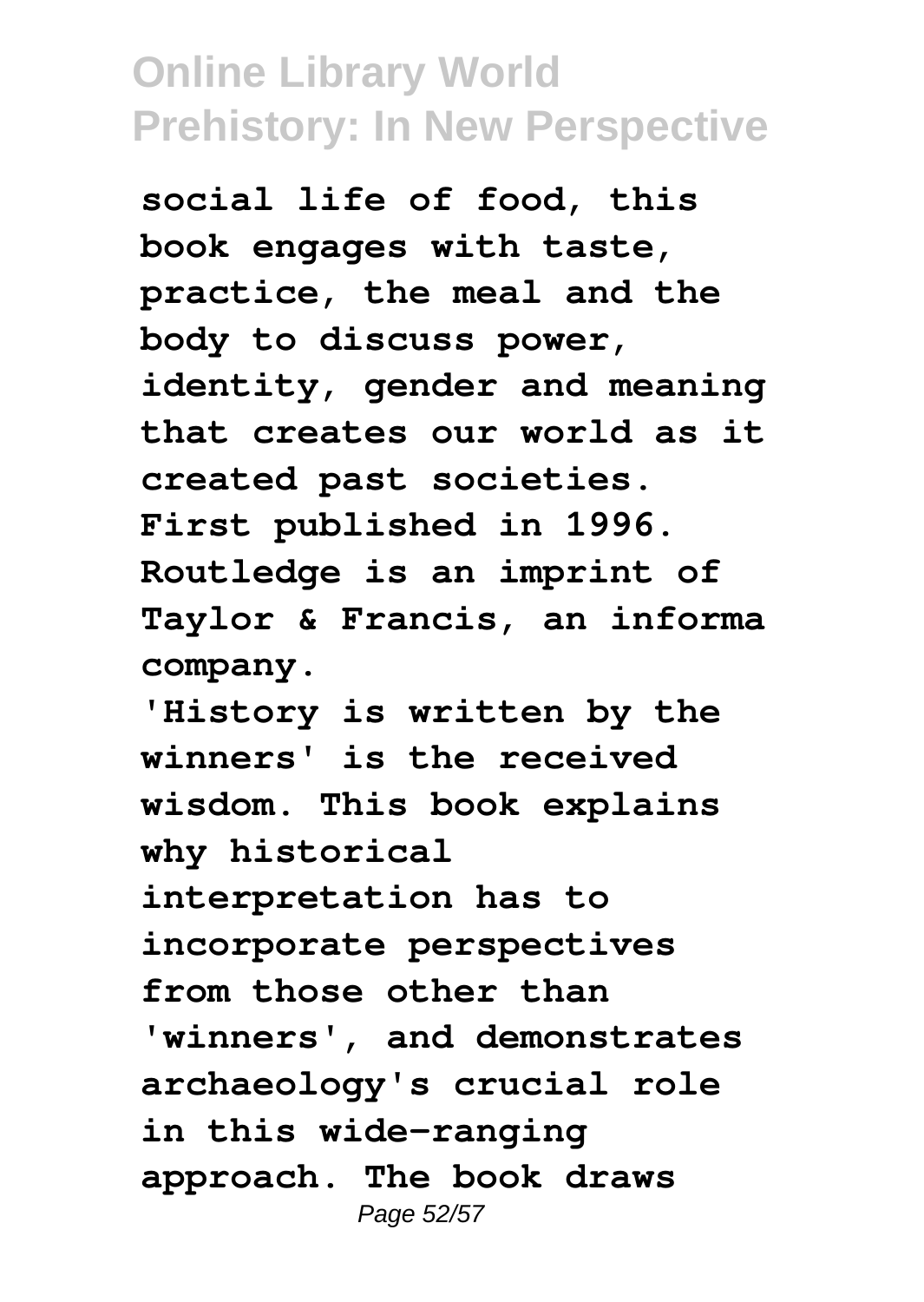**social life of food, this book engages with taste, practice, the meal and the body to discuss power, identity, gender and meaning that creates our world as it created past societies. First published in 1996. Routledge is an imprint of Taylor & Francis, an informa company.**

**'History is written by the winners' is the received wisdom. This book explains why historical interpretation has to incorporate perspectives from those other than 'winners', and demonstrates archaeology's crucial role in this wide-ranging approach. The book draws**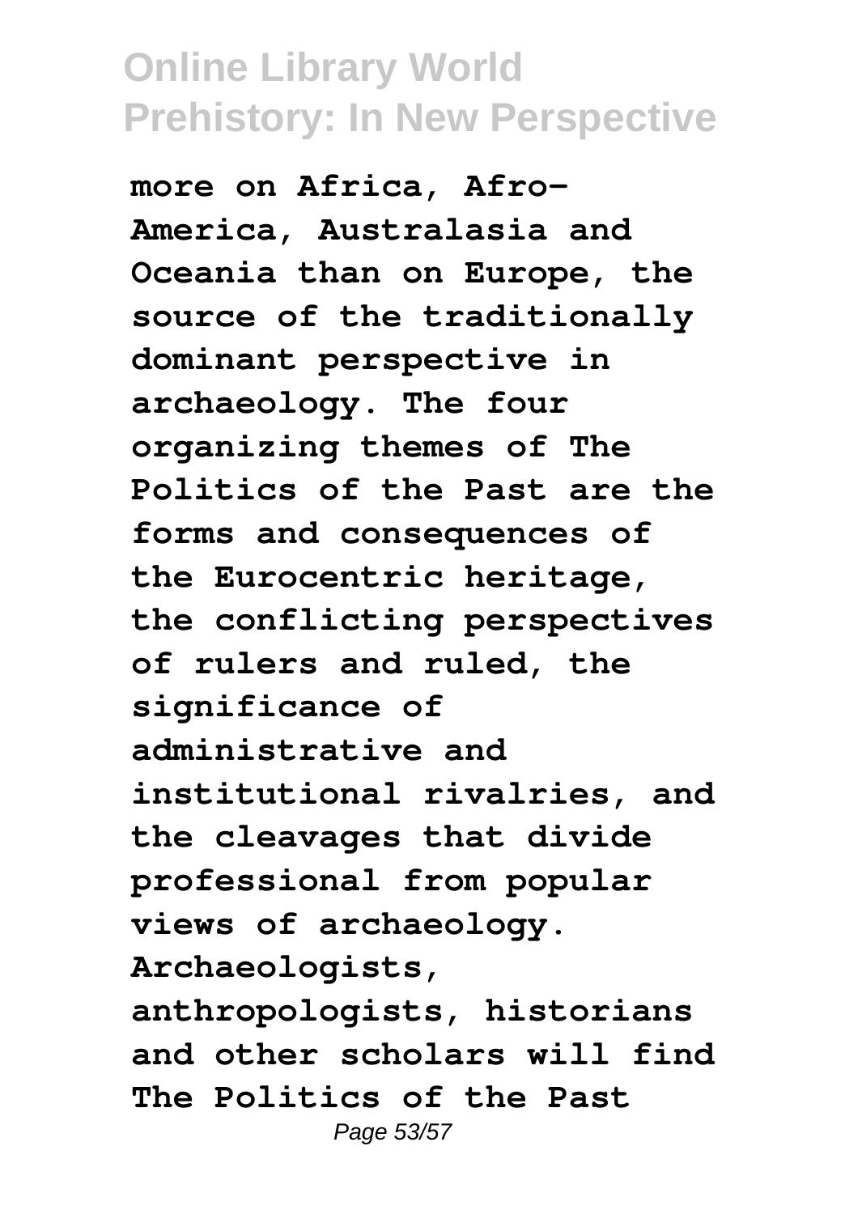**more on Africa, Afro-America, Australasia and Oceania than on Europe, the source of the traditionally dominant perspective in archaeology. The four organizing themes of The Politics of the Past are the forms and consequences of the Eurocentric heritage, the conflicting perspectives of rulers and ruled, the significance of administrative and institutional rivalries, and the cleavages that divide professional from popular views of archaeology. Archaeologists, anthropologists, historians and other scholars will find The Politics of the Past**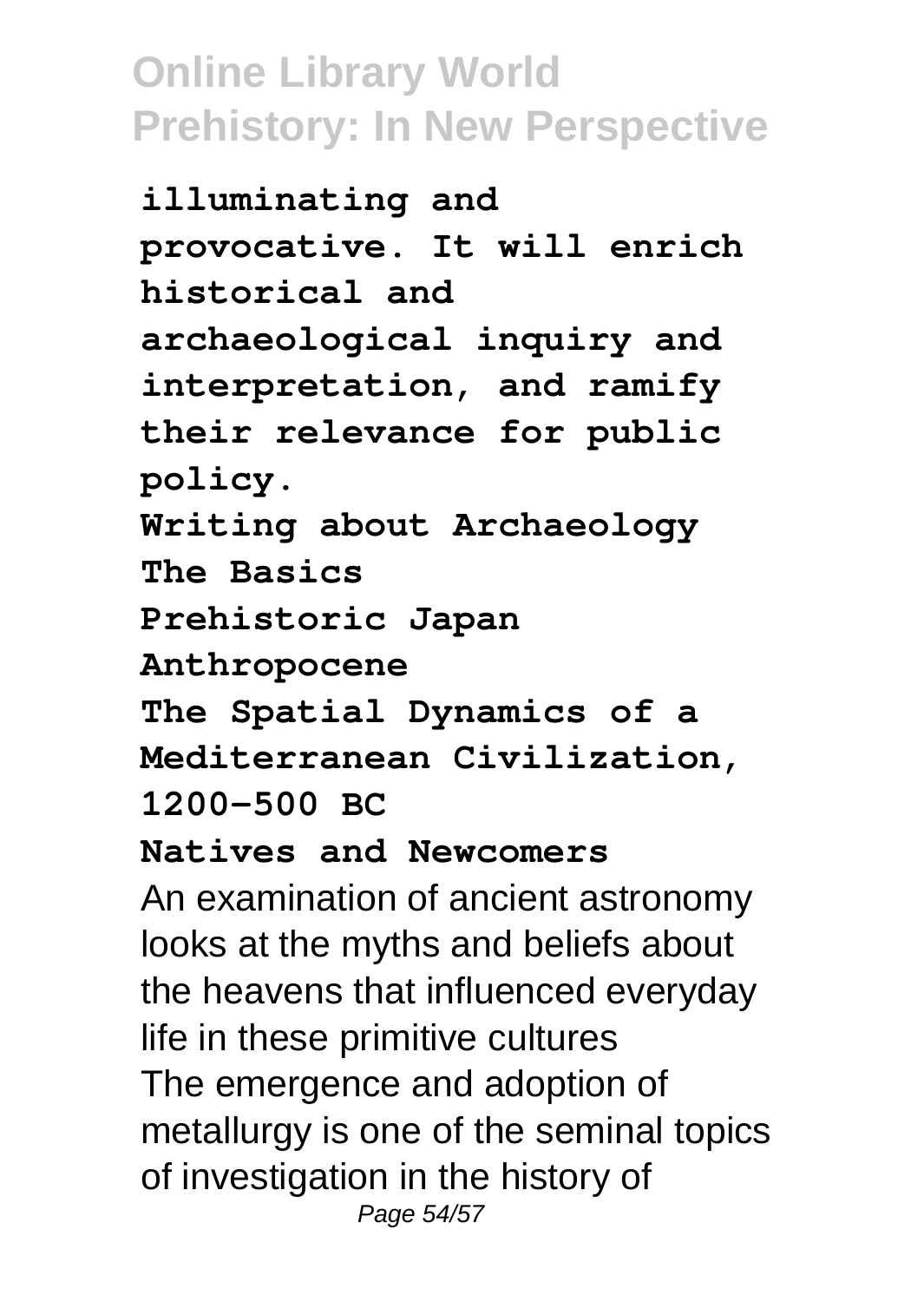**illuminating and provocative. It will enrich historical and archaeological inquiry and interpretation, and ramify their relevance for public policy.**

**Writing about Archaeology**

**The Basics**

**Prehistoric Japan**

**Anthropocene**

**The Spatial Dynamics of a Mediterranean Civilization, 1200-500 BC**

**Natives and Newcomers**

An examination of ancient astronomy looks at the myths and beliefs about the heavens that influenced everyday life in these primitive cultures

The emergence and adoption of metallurgy is one of the seminal topics of investigation in the history of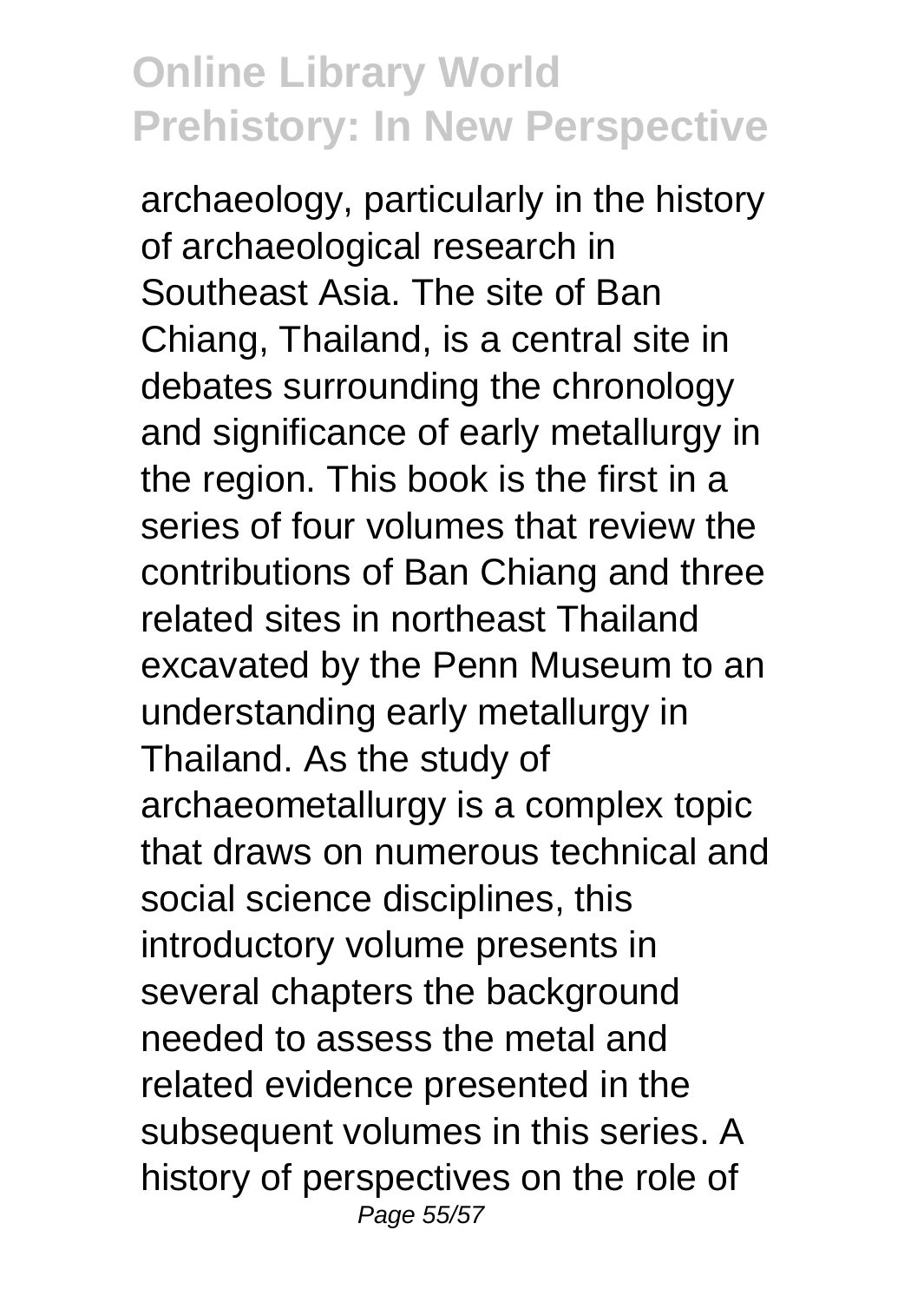archaeology, particularly in the history of archaeological research in Southeast Asia. The site of Ban Chiang, Thailand, is a central site in debates surrounding the chronology and significance of early metallurgy in the region. This book is the first in a series of four volumes that review the contributions of Ban Chiang and three related sites in northeast Thailand excavated by the Penn Museum to an understanding early metallurgy in Thailand. As the study of archaeometallurgy is a complex topic that draws on numerous technical and social science disciplines, this introductory volume presents in several chapters the background needed to assess the metal and related evidence presented in the subsequent volumes in this series. A history of perspectives on the role of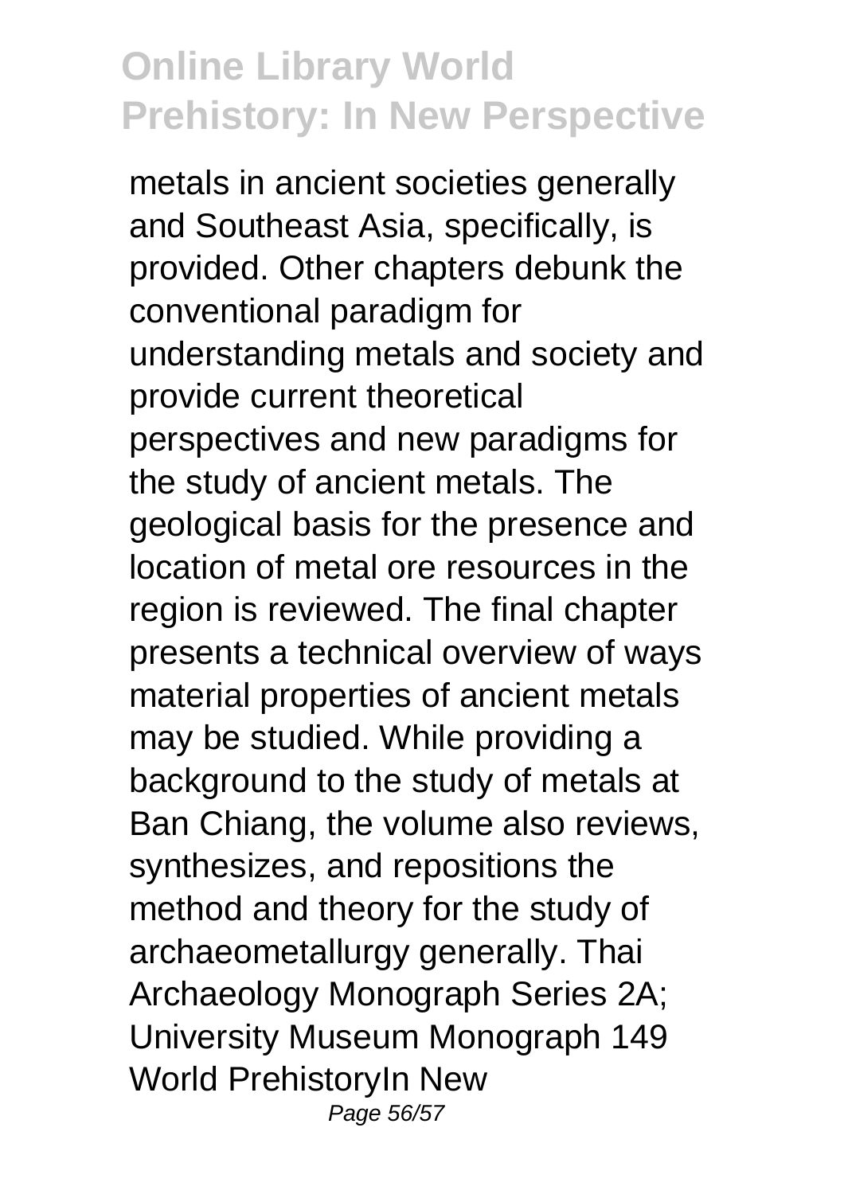metals in ancient societies generally and Southeast Asia, specifically, is provided. Other chapters debunk the conventional paradigm for understanding metals and society and provide current theoretical perspectives and new paradigms for the study of ancient metals. The geological basis for the presence and location of metal ore resources in the region is reviewed. The final chapter presents a technical overview of ways material properties of ancient metals may be studied. While providing a background to the study of metals at Ban Chiang, the volume also reviews, synthesizes, and repositions the method and theory for the study of archaeometallurgy generally. Thai Archaeology Monograph Series 2A; University Museum Monograph 149

World PrehistoryIn New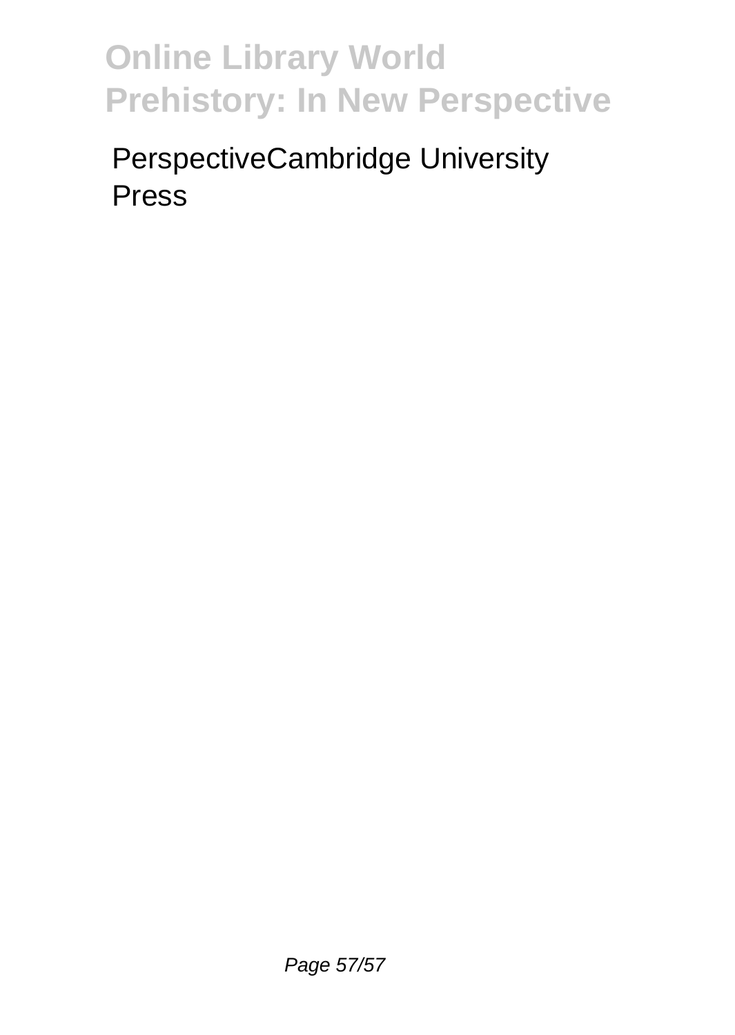PerspectiveCambridge University Press